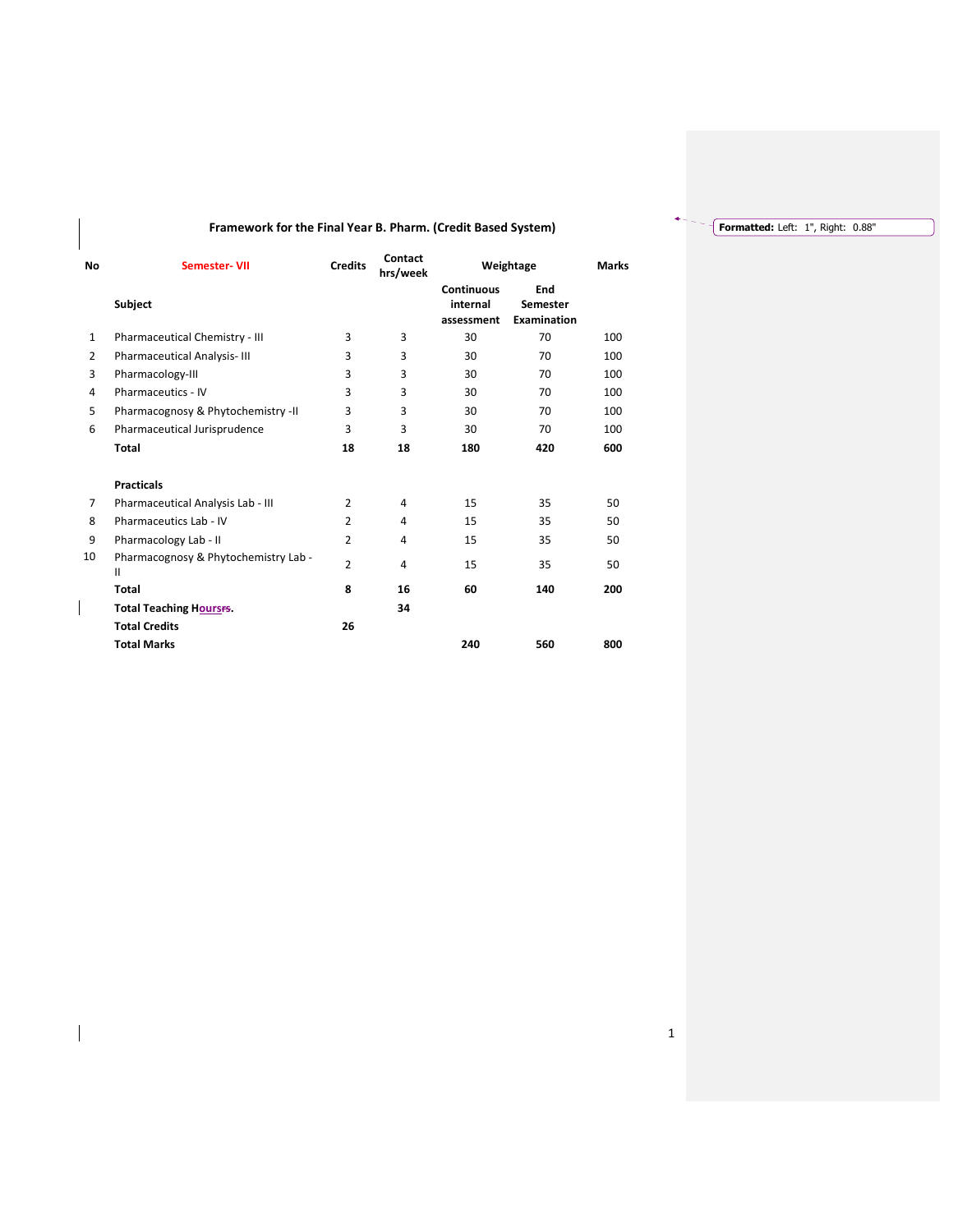## Framework for the Final Year B. Pharm. (Credit Based System)

| No | Semester- VII | Credits | Contact hrs/week | Weightage | | Marks |
|---|---|---|---|---|---|---|
| | **Subject** | | | **Continuous internal assessment** | **End Semester Examination** | |
| 1 | Pharmaceutical Chemistry - III | 3 | 3 | 30 | 70 | 100 |
| 2 | Pharmaceutical Analysis- III | 3 | 3 | 30 | 70 | 100 |
| 3 | Pharmacology-III | 3 | 3 | 30 | 70 | 100 |
| 4 | Pharmaceutics - IV | 3 | 3 | 30 | 70 | 100 |
| 5 | Pharmacognosy & Phytochemistry -II | 3 | 3 | 30 | 70 | 100 |
| 6 | Pharmaceutical Jurisprudence | 3 | 3 | 30 | 70 | 100 |
| | **Total** | **18** | **18** | **180** | **420** | **600** |
| | **Practicals** | | | | | |
| 7 | Pharmaceutical Analysis Lab - III | 2 | 4 | 15 | 35 | 50 |
| 8 | Pharmaceutics Lab - IV | 2 | 4 | 15 | 35 | 50 |
| 9 | Pharmacology Lab - II | 2 | 4 | 15 | 35 | 50 |
| 10 | Pharmacognosy & Phytochemistry Lab - II | 2 | 4 | 15 | 35 | 50 |
| | **Total** | **8** | **16** | **60** | **140** | **200** |
| | **Total Teaching Hours.** | | **34** | | | |
| | **Total Credits** | **26** | | | | |
| | **Total Marks** | | | **240** | **560** | **800** |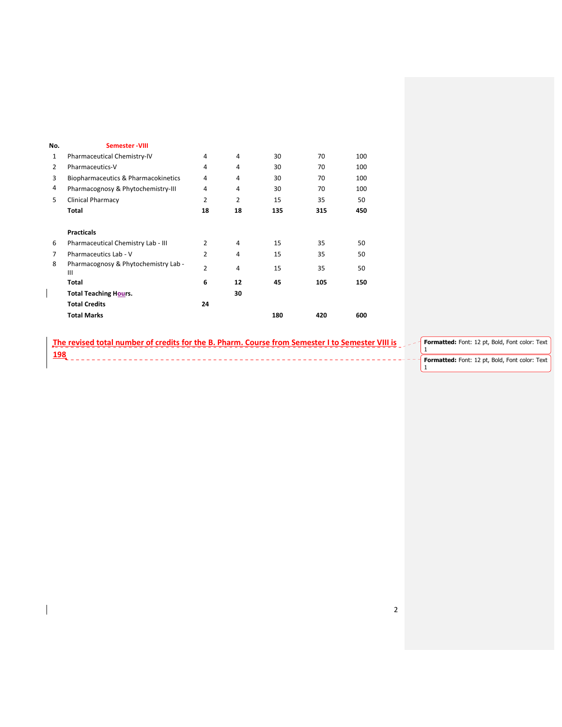| No. | Semester -VIII | | | | | |
|---|---|---|---|---|---|---|
| 1 | Pharmaceutical Chemistry-IV | 4 | 4 | 30 | 70 | 100 |
| 2 | Pharmaceutics-V | 4 | 4 | 30 | 70 | 100 |
| 3 | Biopharmaceutics & Pharmacokinetics | 4 | 4 | 30 | 70 | 100 |
| 4 | Pharmacognosy & Phytochemistry-III | 4 | 4 | 30 | 70 | 100 |
| 5 | Clinical Pharmacy | 2 | 2 | 15 | 35 | 50 |
| | **Total** | **18** | **18** | **135** | **315** | **450** |
| | | | | | | |
| | **Practicals** | | | | | |
| 6 | Pharmaceutical Chemistry Lab - III | 2 | 4 | 15 | 35 | 50 |
| 7 | Pharmaceutics Lab - V | 2 | 4 | 15 | 35 | 50 |
| 8 | Pharmacognosy & Phytochemistry Lab - III | 2 | 4 | 15 | 35 | 50 |
| | **Total** | **6** | **12** | **45** | **105** | **150** |
| | **Total Teaching Hours.** | | **30** | | | |
| | **Total Credits** | **24** | | | | |
| | **Total Marks** | | | **180** | **420** | **600** |

**The revised total number of credits for the B. Pharm. Course from Semester I to Semester VIII is 198**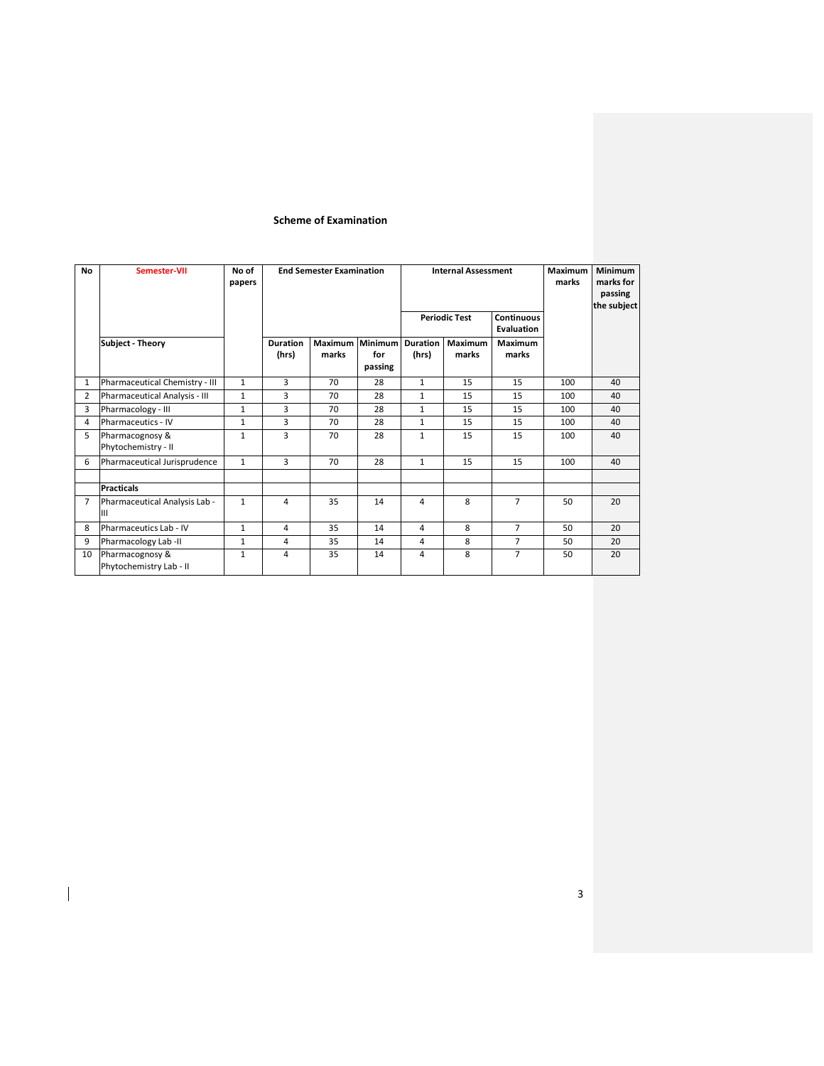## Scheme of Examination

| No | Semester-VII | No of papers | End Semester Examination | | | Internal Assessment | | | Maximum marks | Minimum marks for passing the subject |
|---|---|---|---|---|---|---|---|---|---|---|
| | | | | | | Periodic Test | | Continuous Evaluation | | |
| | Subject - Theory | | Duration (hrs) | Maximum marks | Minimum for passing | Duration (hrs) | Maximum marks | Maximum marks | | |
| 1 | Pharmaceutical Chemistry - III | 1 | 3 | 70 | 28 | 1 | 15 | 15 | 100 | 40 |
| 2 | Pharmaceutical Analysis - III | 1 | 3 | 70 | 28 | 1 | 15 | 15 | 100 | 40 |
| 3 | Pharmacology - III | 1 | 3 | 70 | 28 | 1 | 15 | 15 | 100 | 40 |
| 4 | Pharmaceutics - IV | 1 | 3 | 70 | 28 | 1 | 15 | 15 | 100 | 40 |
| 5 | Pharmacognosy & Phytochemistry - II | 1 | 3 | 70 | 28 | 1 | 15 | 15 | 100 | 40 |
| 6 | Pharmaceutical Jurisprudence | 1 | 3 | 70 | 28 | 1 | 15 | 15 | 100 | 40 |
| | | | | | | | | | | |
| | **Practicals** | | | | | | | | | |
| 7 | Pharmaceutical Analysis Lab - III | 1 | 4 | 35 | 14 | 4 | 8 | 7 | 50 | 20 |
| 8 | Pharmaceutics Lab - IV | 1 | 4 | 35 | 14 | 4 | 8 | 7 | 50 | 20 |
| 9 | Pharmacology Lab -II | 1 | 4 | 35 | 14 | 4 | 8 | 7 | 50 | 20 |
| 10 | Pharmacognosy & Phytochemistry Lab - II | 1 | 4 | 35 | 14 | 4 | 8 | 7 | 50 | 20 |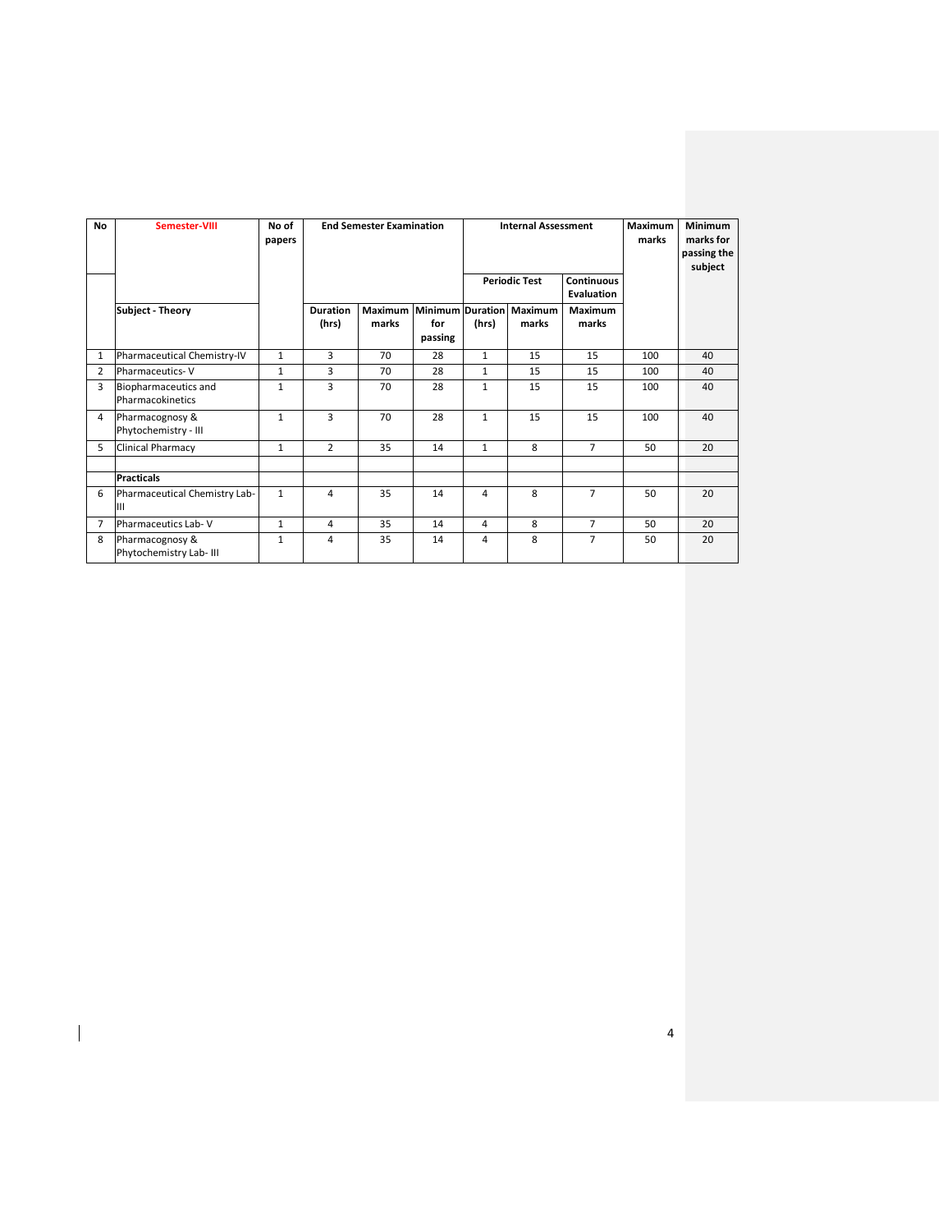| No | Semester-VIII | No of papers | End Semester Examination | | | Internal Assessment | | | Maximum marks | Minimum marks for passing the subject |
|---|---|---|---|---|---|---|---|---|---|---|
| | | | | | | Periodic Test | | Continuous Evaluation | | |
| | Subject - Theory | | Duration (hrs) | Maximum marks | Minimum for passing | Duration (hrs) | Maximum marks | Maximum marks | | |
| 1 | Pharmaceutical Chemistry-IV | 1 | 3 | 70 | 28 | 1 | 15 | 15 | 100 | 40 |
| 2 | Pharmaceutics- V | 1 | 3 | 70 | 28 | 1 | 15 | 15 | 100 | 40 |
| 3 | Biopharmaceutics and Pharmacokinetics | 1 | 3 | 70 | 28 | 1 | 15 | 15 | 100 | 40 |
| 4 | Pharmacognosy & Phytochemistry - III | 1 | 3 | 70 | 28 | 1 | 15 | 15 | 100 | 40 |
| 5 | Clinical Pharmacy | 1 | 2 | 35 | 14 | 1 | 8 | 7 | 50 | 20 |
| | | | | | | | | | | |
| | **Practicals** | | | | | | | | | |
| 6 | Pharmaceutical Chemistry Lab-III | 1 | 4 | 35 | 14 | 4 | 8 | 7 | 50 | 20 |
| 7 | Pharmaceutics Lab- V | 1 | 4 | 35 | 14 | 4 | 8 | 7 | 50 | 20 |
| 8 | Pharmacognosy & Phytochemistry Lab- III | 1 | 4 | 35 | 14 | 4 | 8 | 7 | 50 | 20 |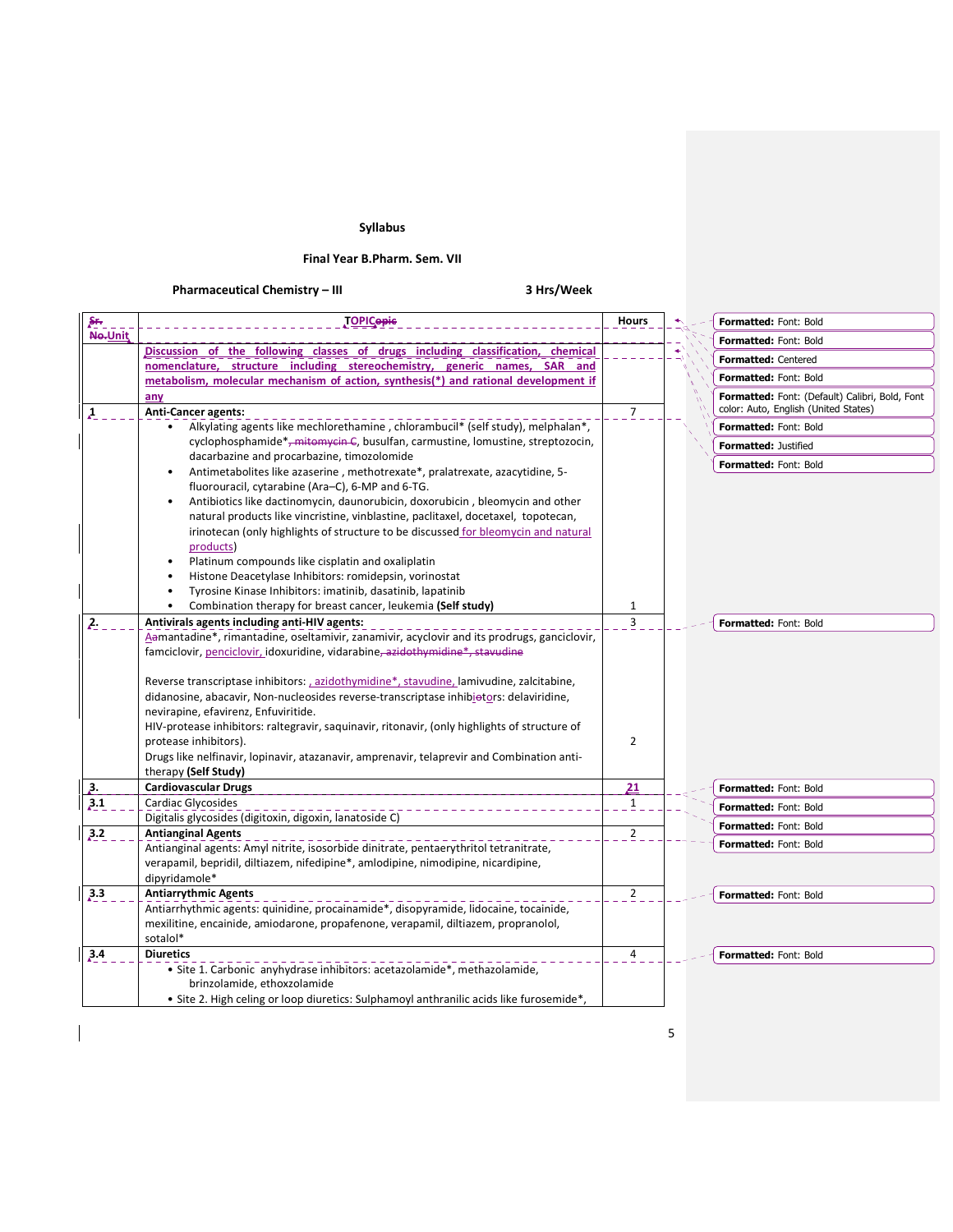**Syllabus**

**Final Year B.Pharm. Sem. VII**

**Pharmaceutical Chemistry – III** 3 Hrs/Week

| Unit | TOPIC | Hours |
|---|---|---|
| | **Discussion of the following classes of drugs including classification, chemical nomenclature, structure including stereochemistry, generic names, SAR and metabolism, molecular mechanism of action, synthesis(*) and rational development if any** | |
| 1 | **Anti-Cancer agents:**<br>• Alkylating agents like mechlorethamine , chlorambucil* (self study), melphalan*, cyclophosphamide*, busulfan, carmustine, lomustine, streptozocin, dacarbazine and procarbazine, timozolomide<br>• Antimetabolites like azaserine , methotrexate*, pralatrexate, azacytidine, 5-fluorouracil, cytarabine (Ara–C), 6-MP and 6-TG.<br>• Antibiotics like dactinomycin, daunorubicin, doxorubicin , bleomycin and other natural products like vincristine, vinblastine, paclitaxel, docetaxel, topotecan, irinotecan (only highlights of structure to be discussed for bleomycin and natural products)<br>• Platinum compounds like cisplatin and oxaliplatin<br>• Histone Deacetylase Inhibitors: romidepsin, vorinostat<br>• Tyrosine Kinase Inhibitors: imatinib, dasatinib, lapatinib<br>• Combination therapy for breast cancer, leukemia **(Self study)** | 7<br><br><br><br><br><br><br><br><br><br>1 |
| 2. | **Antivirals agents including anti-HIV agents:**<br>Amantadine*, rimantadine, oseltamivir, zanamivir, acyclovir and its prodrugs, ganciclovir, famciclovir, penciclovir, idoxuridine, vidarabine<br><br>Reverse transcriptase inhibitors: azidothymidine*, stavudine, lamivudine, zalcitabine, didanosine, abacavir, Non-nucleosides reverse-transcriptase inhibitors: delavirdine, nevirapine, efavirenz, Enfuviritide.<br>HIV-protease inhibitors: raltegravir, saquinavir, ritonavir, (only highlights of structure of protease inhibitors).<br>Drugs like nelfinavir, lopinavir, atazanavir, amprenavir, telaprevir and Combination anti-therapy **(Self Study)** | 3<br><br><br><br><br><br><br>2 |
| 3. | **Cardiovascular Drugs** | 21 |
| 3.1 | Cardiac Glycosides<br>Digitalis glycosides (digitoxin, digoxin, lanatoside C) | 1 |
| 3.2 | **Antianginal Agents**<br>Antianginal agents: Amyl nitrite, isosorbide dinitrate, pentaerythritol tetranitrate, verapamil, bepridil, diltiazem, nifedipine*, amlodipine, nimodipine, nicardipine, dipyridamole* | 2 |
| 3.3 | **Antiarrythmic Agents**<br>Antiarrhythmic agents: quinidine, procainamide*, disopyramide, lidocaine, tocainide, mexilitine, encainide, amiodarone, propafenone, verapamil, diltiazem, propranolol, sotalol* | 2 |
| 3.4 | **Diuretics**<br>• Site 1. Carbonic anyhydrase inhibitors: acetazolamide*, methazolamide, brinzolamide, ethoxzolamide<br>• Site 2. High celing or loop diuretics: Sulphamoyl anthranilic acids like furosemide*, | 4 |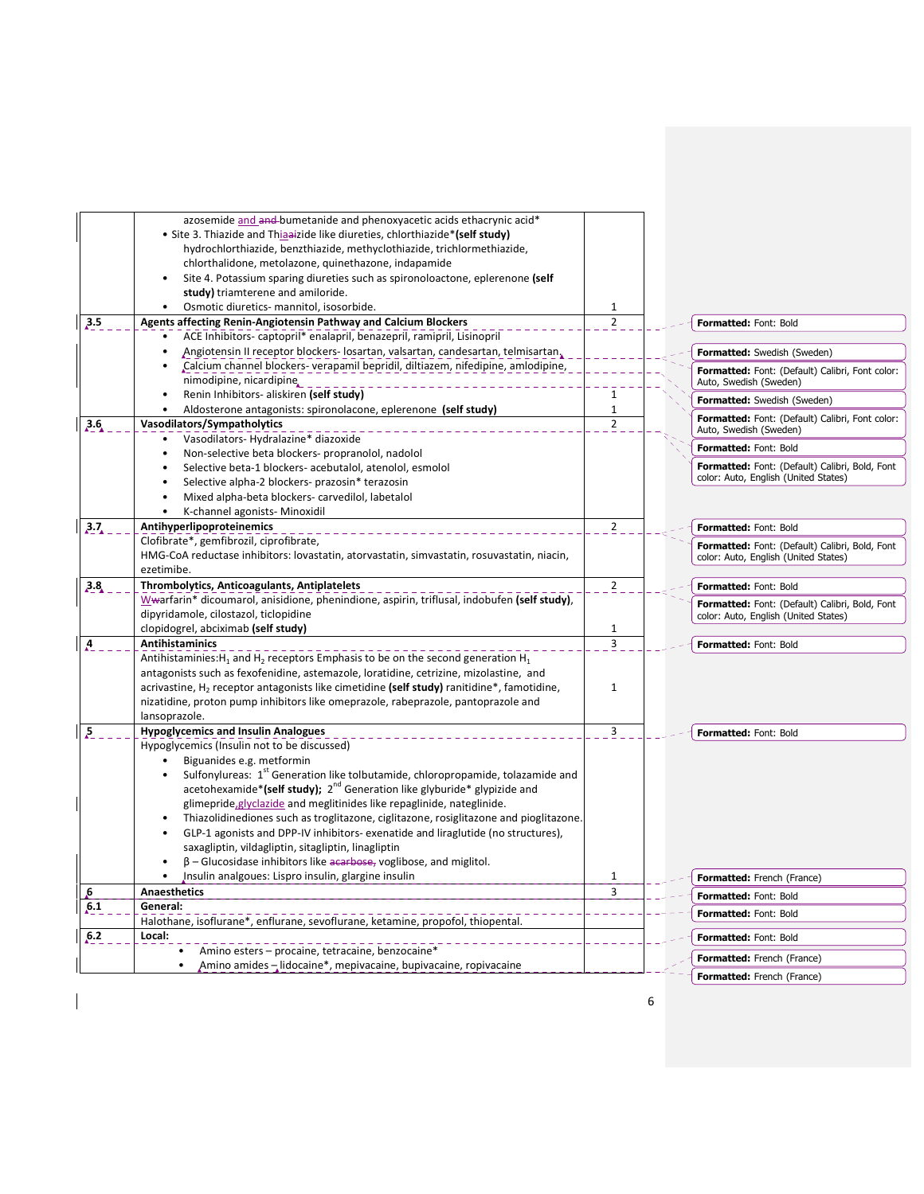| | | |
|---|---|---|
| | azosemide and bumetanide and phenoxyacetic acids ethacrynic acid*<br>• Site 3. Thiazide and Thiazide like diureties, chlorthiazide* **(self study)** hydrochlorthiazide, benzthiazide, methyclothiazide, trichlormethiazide, chlorthalidone, metolazone, quinethazone, indapamide<br>• Site 4. Potassium sparing diuretics such as spironoloactone, eplerenone **(self study)** triamterene and amiloride.<br>• Osmotic diuretics- mannitol, isosorbide. | 1 |
| **3.5** | **Agents affecting Renin-Angiotensin Pathway and Calcium Blockers** | 2 |
| | • ACE Inhibitors- captopril* enalapril, benazepril, ramipril, Lisinopril<br>• Angiotensin II receptor blockers- losartan, valsartan, candesartan, telmisartan,<br>• Calcium channel blockers- verapamil bepridil, diltiazem, nifedipine, amlodipine, nimodipine, nicardipine<br>• Renin Inhibitors- aliskiren **(self study)**<br>• Aldosterone antagonists: spironolacone, eplerenone **(self study)** | <br><br><br><br>1<br>1 |
| **3.6** | **Vasodilators/Sympatholytics** | 2 |
| | • Vasodilators- Hydralazine* diazoxide<br>• Non-selective beta blockers- propranolol, nadolol<br>• Selective beta-1 blockers- acebutalol, atenolol, esmolol<br>• Selective alpha-2 blockers- prazosin* terazosin<br>• Mixed alpha-beta blockers- carvedilol, labetalol<br>• K-channel agonists- Minoxidil | |
| **3.7** | **Antihyperlipoproteinemics** | 2 |
| | Clofibrate*, gemfibrozil, ciprofibrate,<br>HMG-CoA reductase inhibitors: lovastatin, atorvastatin, simvastatin, rosuvastatin, niacin, ezetimibe. | |
| **3.8** | **Thrombolytics, Anticoagulants, Antiplatelets** | 2 |
| | Warfarin* dicoumarol, anisidione, phenindione, aspirin, triflusal, indobufen **(self study)**, dipyridamole, cilostazol, ticlopidine<br>clopidogrel, abciximab **(self study)** | <br><br>1 |
| **4** | **Antihistaminics** | 3 |
| | Antihistamines: $H_1$ and $H_2$ receptors Emphasis to be on the second generation $H_1$ antagonists such as fexofenidine, astemazole, loratidine, cetrizine, mizolastine, and acrivastine, $H_2$ receptor antagonists like cimetidine **(self study)** ranitidine*, famotidine, nizatidine, proton pump inhibitors like omeprazole, rabeprazole, pantoprazole and lansoprazole. | 1 |
| **5** | **Hypoglycemics and Insulin Analogues** | 3 |
| | Hypoglycemics (Insulin not to be discussed)<br>• Biguanides e.g. metformin<br>• Sulfonylureas: 1st Generation like tolbutamide, chloropropamide, tolazamide and acetohexamide* **(self study)**; 2nd Generation like glyburide* glypizide and glimepride, glyclazide and meglitinides like repaglinide, nateglinide.<br>• Thiazolidinediones such as troglitazone, ciglitazone, rosiglitazone and pioglitazone.<br>• GLP-1 agonists and DPP-IV inhibitors- exenatide and liraglutide (no structures), saxagliptin, vildagliptin, sitagliptin, linagliptin<br>• β – Glucosidase inhibitors like voglibose, and miglitol.<br>• Insulin analgoues: Lispro insulin, glargine insulin | <br><br><br><br><br><br><br><br>1 |
| **6** | **Anaesthetics** | 3 |
| **6.1** | **General:** | |
| | Halothane, isoflurane*, enflurane, sevoflurane, ketamine, propofol, thiopental. | |
| **6.2** | **Local:** | |
| | • Amino esters – procaine, tetracaine, benzocaine*<br>• Amino amides – lidocaine*, mepivacaine, bupivacaine, ropivacaine | |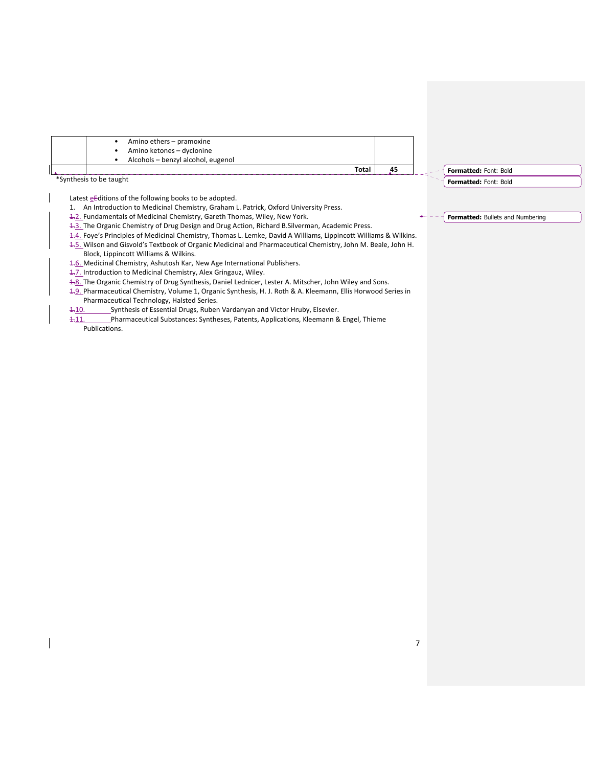| | | |
|---|---|---|
| | • Amino ethers – pramoxine<br>• Amino ketones – dyclonine<br>• Alcohols – benzyl alcohol, eugenol | |
| | **Total** | **45** |

*Synthesis to be taught

Latest editions of the following books to be adopted.

1. An Introduction to Medicinal Chemistry, Graham L. Patrick, Oxford University Press.
2. Fundamentals of Medicinal Chemistry, Gareth Thomas, Wiley, New York.
3. The Organic Chemistry of Drug Design and Drug Action, Richard B.Silverman, Academic Press.
4. Foye's Principles of Medicinal Chemistry, Thomas L. Lemke, David A Williams, Lippincott Williams & Wilkins.
5. Wilson and Gisvold's Textbook of Organic Medicinal and Pharmaceutical Chemistry, John M. Beale, John H. Block, Lippincott Williams & Wilkins.
6. Medicinal Chemistry, Ashutosh Kar, New Age International Publishers.
7. Introduction to Medicinal Chemistry, Alex Gringauz, Wiley.
8. The Organic Chemistry of Drug Synthesis, Daniel Lednicer, Lester A. Mitscher, John Wiley and Sons.
9. Pharmaceutical Chemistry, Volume 1, Organic Synthesis, H. J. Roth & A. Kleemann, Ellis Horwood Series in Pharmaceutical Technology, Halsted Series.
10. Synthesis of Essential Drugs, Ruben Vardanyan and Victor Hruby, Elsevier.
11. Pharmaceutical Substances: Syntheses, Patents, Applications, Kleemann & Engel, Thieme Publications.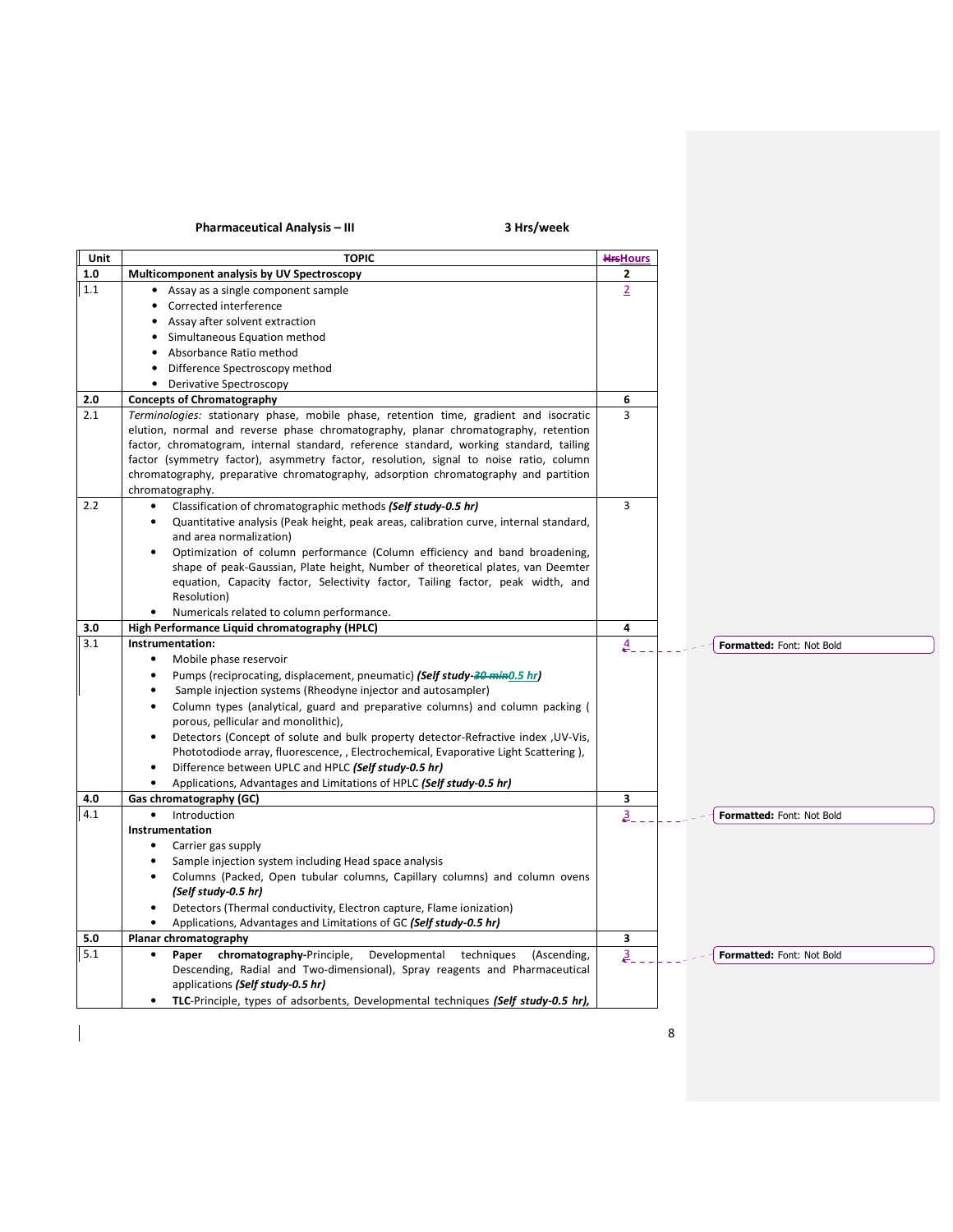**Pharmaceutical Analysis – III** **3 Hrs/week**

| Unit | TOPIC | Hours |
|---|---|---|
| **1.0** | **Multicomponent analysis by UV Spectroscopy** | **2** |
| 1.1 | • Assay as a single component sample<br>• Corrected interference<br>• Assay after solvent extraction<br>• Simultaneous Equation method<br>• Absorbance Ratio method<br>• Difference Spectroscopy method<br>• Derivative Spectroscopy | 2 |
| **2.0** | **Concepts of Chromatography** | **6** |
| 2.1 | *Terminologies:* stationary phase, mobile phase, retention time, gradient and isocratic elution, normal and reverse phase chromatography, planar chromatography, retention factor, chromatogram, internal standard, reference standard, working standard, tailing factor (symmetry factor), asymmetry factor, resolution, signal to noise ratio, column chromatography, preparative chromatography, adsorption chromatography and partition chromatography. | 3 |
| 2.2 | • Classification of chromatographic methods ***(Self study-0.5 hr)***<br>• Quantitative analysis (Peak height, peak areas, calibration curve, internal standard, and area normalization)<br>• Optimization of column performance (Column efficiency and band broadening, shape of peak-Gaussian, Plate height, Number of theoretical plates, van Deemter equation, Capacity factor, Selectivity factor, Tailing factor, peak width, and Resolution)<br>• Numericals related to column performance. | 3 |
| **3.0** | **High Performance Liquid chromatography (HPLC)** | **4** |
| 3.1 | **Instrumentation:**<br>• Mobile phase reservoir<br>• Pumps (reciprocating, displacement, pneumatic) ***(Self study-0.5 hr)***<br>• Sample injection systems (Rheodyne injector and autosampler)<br>• Column types (analytical, guard and preparative columns) and column packing ( porous, pellicular and monolithic),<br>• Detectors (Concept of solute and bulk property detector-Refractive index ,UV-Vis, Phototodiode array, fluorescence, , Electrochemical, Evaporative Light Scattering ),<br>• Difference between UPLC and HPLC ***(Self study-0.5 hr)***<br>• Applications, Advantages and Limitations of HPLC ***(Self study-0.5 hr)*** | 4 |
| **4.0** | **Gas chromatography (GC)** | **3** |
| 4.1 | • Introduction<br>**Instrumentation**<br>• Carrier gas supply<br>• Sample injection system including Head space analysis<br>• Columns (Packed, Open tubular columns, Capillary columns) and column ovens ***(Self study-0.5 hr)***<br>• Detectors (Thermal conductivity, Electron capture, Flame ionization)<br>• Applications, Advantages and Limitations of GC ***(Self study-0.5 hr)*** | 3 |
| **5.0** | **Planar chromatography** | **3** |
| 5.1 | • **Paper chromatography**-Principle, Developmental techniques (Ascending, Descending, Radial and Two-dimensional), Spray reagents and Pharmaceutical applications ***(Self study-0.5 hr)***<br>• **TLC**-Principle, types of adsorbents, Developmental techniques ***(Self study-0.5 hr),*** | 3 |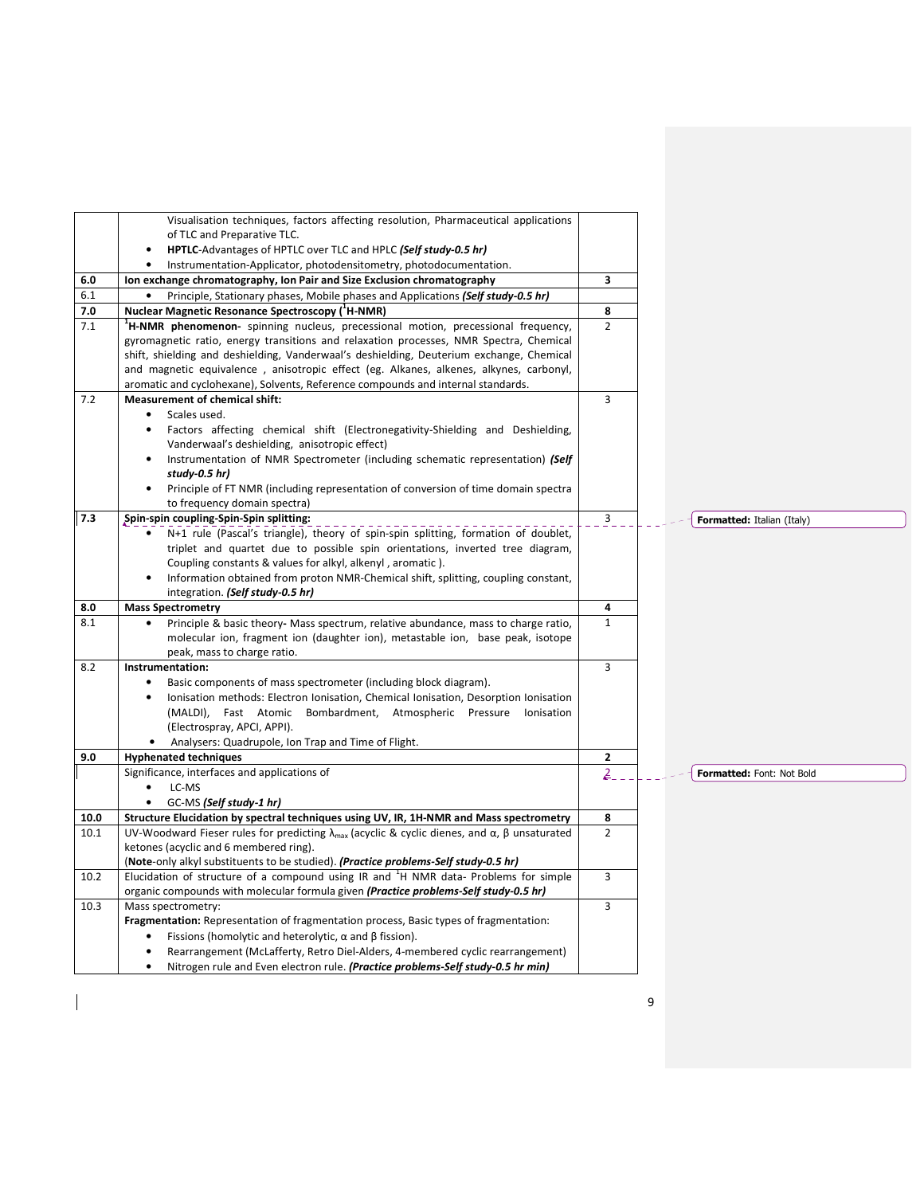| | | |
|---|---|---|
| | Visualisation techniques, factors affecting resolution, Pharmaceutical applications of TLC and Preparative TLC.<br>• **HPTLC**-Advantages of HPTLC over TLC and HPLC ***(Self study-0.5 hr)***<br>• Instrumentation-Applicator, photodensitometry, photodocumentation. | |
| **6.0** | **Ion exchange chromatography, Ion Pair and Size Exclusion chromatography** | **3** |
| 6.1 | • Principle, Stationary phases, Mobile phases and Applications ***(Self study-0.5 hr)*** | |
| **7.0** | **Nuclear Magnetic Resonance Spectroscopy ($^{1}$H-NMR)** | **8** |
| 7.1 | **$^{1}$H-NMR phenomenon-** spinning nucleus, precessional motion, precessional frequency, gyromagnetic ratio, energy transitions and relaxation processes, NMR Spectra, Chemical shift, shielding and deshielding, Vanderwaal's deshielding, Deuterium exchange, Chemical and magnetic equivalence , anisotropic effect (eg. Alkanes, alkenes, alkynes, carbonyl, aromatic and cyclohexane), Solvents, Reference compounds and internal standards. | 2 |
| 7.2 | **Measurement of chemical shift:**<br>• Scales used.<br>• Factors affecting chemical shift (Electronegativity-Shielding and Deshielding, Vanderwaal's deshielding, anisotropic effect)<br>• Instrumentation of NMR Spectrometer (including schematic representation) ***(Self study-0.5 hr)***<br>• Principle of FT NMR (including representation of conversion of time domain spectra to frequency domain spectra) | 3 |
| 7.3 | **Spin-spin coupling-Spin-Spin splitting:**<br>• N+1 rule (Pascal's triangle), theory of spin-spin splitting, formation of doublet, triplet and quartet due to possible spin orientations, inverted tree diagram, Coupling constants & values for alkyl, alkenyl , aromatic ).<br>• Information obtained from proton NMR-Chemical shift, splitting, coupling constant, integration. ***(Self study-0.5 hr)*** | 3 |
| **8.0** | **Mass Spectrometry** | **4** |
| 8.1 | • Principle & basic theory**-** Mass spectrum, relative abundance, mass to charge ratio, molecular ion, fragment ion (daughter ion), metastable ion, base peak, isotope peak, mass to charge ratio. | 1 |
| 8.2 | **Instrumentation:**<br>• Basic components of mass spectrometer (including block diagram).<br>• Ionisation methods: Electron Ionisation, Chemical Ionisation, Desorption Ionisation (MALDI), Fast Atomic Bombardment, Atmospheric Pressure Ionisation (Electrospray, APCI, APPI).<br>• Analysers: Quadrupole, Ion Trap and Time of Flight. | 3 |
| **9.0** | **Hyphenated techniques** | **2** |
| | Significance, interfaces and applications of<br>• LC-MS<br>• GC-MS ***(Self study-1 hr)*** | 2 |
| **10.0** | **Structure Elucidation by spectral techniques using UV, IR, 1H-NMR and Mass spectrometry** | **8** |
| 10.1 | UV-Woodward Fieser rules for predicting $\lambda_{max}$ (acyclic & cyclic dienes, and α, β unsaturated ketones (acyclic and 6 membered ring).<br>(**Note**-only alkyl substituents to be studied). ***(Practice problems-Self study-0.5 hr)*** | 2 |
| 10.2 | Elucidation of structure of a compound using IR and $^{1}$H NMR data- Problems for simple organic compounds with molecular formula given ***(Practice problems-Self study-0.5 hr)*** | 3 |
| 10.3 | Mass spectrometry:<br>**Fragmentation:** Representation of fragmentation process, Basic types of fragmentation:<br>• Fissions (homolytic and heterolytic, α and β fission).<br>• Rearrangement (McLafferty, Retro Diel-Alders, 4-membered cyclic rearrangement)<br>• Nitrogen rule and Even electron rule. ***(Practice problems-Self study-0.5 hr min)*** | 3 |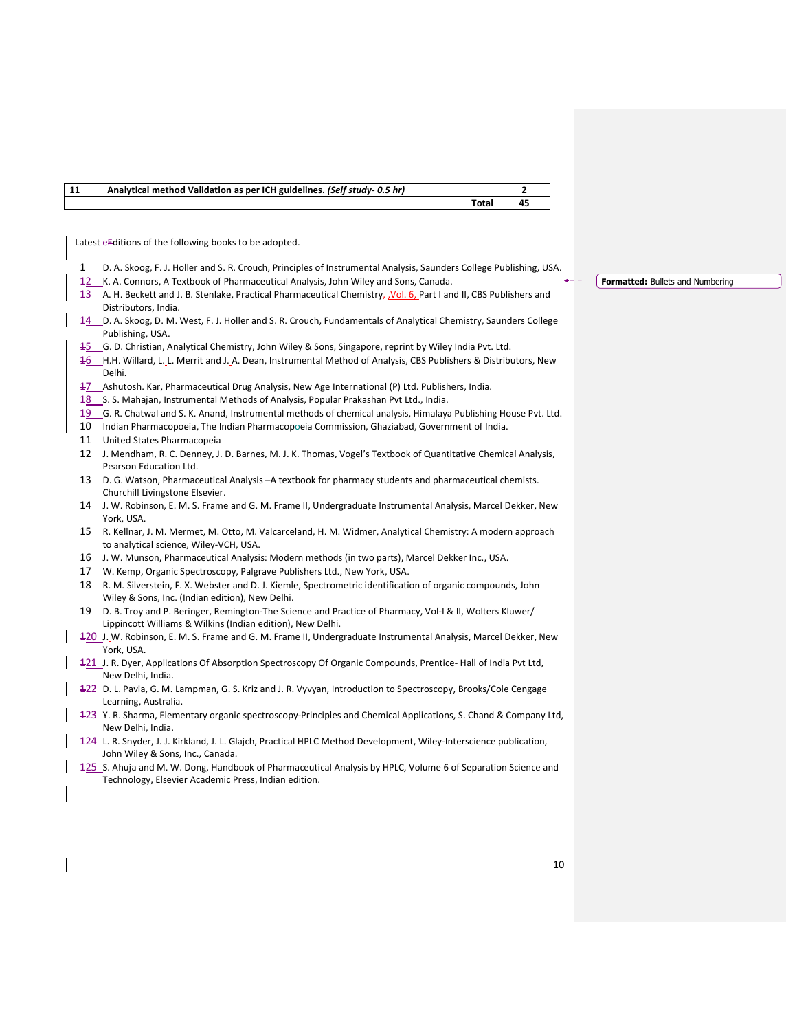| 11 | Analytical method Validation as per ICH guidelines. *(Self study- 0.5 hr)* | 2 |
|---|---|---|
| | **Total** | **45** |

Latest editions of the following books to be adopted.

1. D. A. Skoog, F. J. Holler and S. R. Crouch, Principles of Instrumental Analysis, Saunders College Publishing, USA.
2. K. A. Connors, A Textbook of Pharmaceutical Analysis, John Wiley and Sons, Canada.
3. A. H. Beckett and J. B. Stenlake, Practical Pharmaceutical Chemistry, Vol. 6, Part I and II, CBS Publishers and Distributors, India.
4. D. A. Skoog, D. M. West, F. J. Holler and S. R. Crouch, Fundamentals of Analytical Chemistry, Saunders College Publishing, USA.
5. G. D. Christian, Analytical Chemistry, John Wiley & Sons, Singapore, reprint by Wiley India Pvt. Ltd.
6. H.H. Willard, L. L. Merrit and J. A. Dean, Instrumental Method of Analysis, CBS Publishers & Distributors, New Delhi.
7. Ashutosh. Kar, Pharmaceutical Drug Analysis, New Age International (P) Ltd. Publishers, India.
8. S. S. Mahajan, Instrumental Methods of Analysis, Popular Prakashan Pvt Ltd., India.
9. G. R. Chatwal and S. K. Anand, Instrumental methods of chemical analysis, Himalaya Publishing House Pvt. Ltd.
10. Indian Pharmacopoeia, The Indian Pharmacopoeia Commission, Ghaziabad, Government of India.
11. United States Pharmacopeia
12. J. Mendham, R. C. Denney, J. D. Barnes, M. J. K. Thomas, Vogel's Textbook of Quantitative Chemical Analysis, Pearson Education Ltd.
13. D. G. Watson, Pharmaceutical Analysis –A textbook for pharmacy students and pharmaceutical chemists. Churchill Livingstone Elsevier.
14. J. W. Robinson, E. M. S. Frame and G. M. Frame II, Undergraduate Instrumental Analysis, Marcel Dekker, New York, USA.
15. R. Kellnar, J. M. Mermet, M. Otto, M. Valcarceland, H. M. Widmer, Analytical Chemistry: A modern approach to analytical science, Wiley-VCH, USA.
16. J. W. Munson, Pharmaceutical Analysis: Modern methods (in two parts), Marcel Dekker Inc., USA.
17. W. Kemp, Organic Spectroscopy, Palgrave Publishers Ltd., New York, USA.
18. R. M. Silverstein, F. X. Webster and D. J. Kiemle, Spectrometric identification of organic compounds, John Wiley & Sons, Inc. (Indian edition), New Delhi.
19. D. B. Troy and P. Beringer, Remington-The Science and Practice of Pharmacy, Vol-I & II, Wolters Kluwer/ Lippincott Williams & Wilkins (Indian edition), New Delhi.
20. J. W. Robinson, E. M. S. Frame and G. M. Frame II, Undergraduate Instrumental Analysis, Marcel Dekker, New York, USA.
21. J. R. Dyer, Applications Of Absorption Spectroscopy Of Organic Compounds, Prentice- Hall of India Pvt Ltd, New Delhi, India.
22. D. L. Pavia, G. M. Lampman, G. S. Kriz and J. R. Vyvyan, Introduction to Spectroscopy, Brooks/Cole Cengage Learning, Australia.
23. Y. R. Sharma, Elementary organic spectroscopy-Principles and Chemical Applications, S. Chand & Company Ltd, New Delhi, India.
24. L. R. Snyder, J. J. Kirkland, J. L. Glajch, Practical HPLC Method Development, Wiley-Interscience publication, John Wiley & Sons, Inc., Canada.
25. S. Ahuja and M. W. Dong, Handbook of Pharmaceutical Analysis by HPLC, Volume 6 of Separation Science and Technology, Elsevier Academic Press, Indian edition.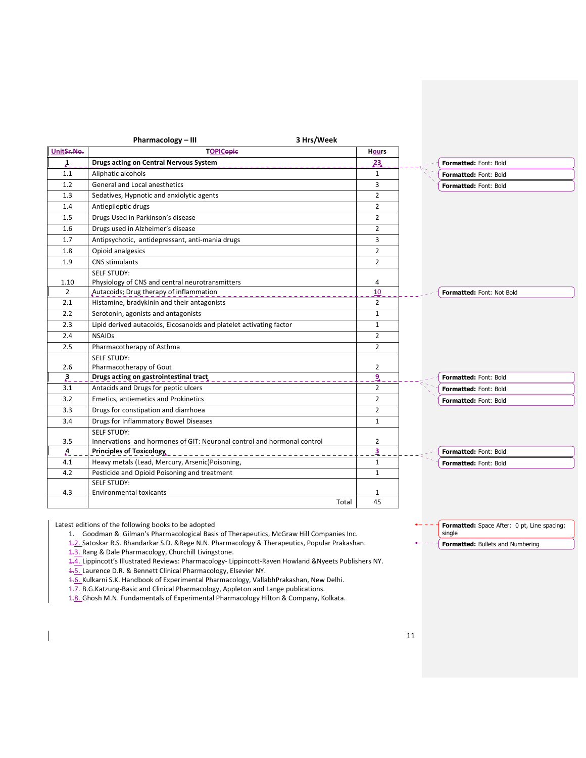**Pharmacology – III** **3 Hrs/Week**

| Unit | TOPIC | Hours |
|---|---|---|
| **1** | **Drugs acting on Central Nervous System** | **23** |
| 1.1 | Aliphatic alcohols | 1 |
| 1.2 | General and Local anesthetics | 3 |
| 1.3 | Sedatives, Hypnotic and anxiolytic agents | 2 |
| 1.4 | Antiepileptic drugs | 2 |
| 1.5 | Drugs Used in Parkinson's disease | 2 |
| 1.6 | Drugs used in Alzheimer's disease | 2 |
| 1.7 | Antipsychotic, antidepressant, anti-mania drugs | 3 |
| 1.8 | Opioid analgesics | 2 |
| 1.9 | CNS stimulants | 2 |
| 1.10 | SELF STUDY: Physiology of CNS and central neurotransmitters | 4 |
| 2 | Autacoids; Drug therapy of inflammation | 10 |
| 2.1 | Histamine, bradykinin and their antagonists | 2 |
| 2.2 | Serotonin, agonists and antagonists | 1 |
| 2.3 | Lipid derived autacoids, Eicosanoids and platelet activating factor | 1 |
| 2.4 | NSAIDs | 2 |
| 2.5 | Pharmacotherapy of Asthma | 2 |
| 2.6 | SELF STUDY: Pharmacotherapy of Gout | 2 |
| **3** | **Drugs acting on gastrointestinal tract** | **9** |
| 3.1 | Antacids and Drugs for peptic ulcers | 2 |
| 3.2 | Emetics, antiemetics and Prokinetics | 2 |
| 3.3 | Drugs for constipation and diarrhoea | 2 |
| 3.4 | Drugs for Inflammatory Bowel Diseases | 1 |
| 3.5 | SELF STUDY: Innervations and hormones of GIT: Neuronal control and hormonal control | 2 |
| **4** | **Principles of Toxicology** | **3** |
| 4.1 | Heavy metals (Lead, Mercury, Arsenic)Poisoning, | 1 |
| 4.2 | Pesticide and Opioid Poisoning and treatment | 1 |
| 4.3 | SELF STUDY: Environmental toxicants | 1 |
| | Total | 45 |

Latest editions of the following books to be adopted

1. Goodman & Gilman's Pharmacological Basis of Therapeutics, McGraw Hill Companies Inc.
2. Satoskar R.S. Bhandarkar S.D. &Rege N.N. Pharmacology & Therapeutics, Popular Prakashan.
3. Rang & Dale Pharmacology, Churchill Livingstone.
4. Lippincott's Illustrated Reviews: Pharmacology- Lippincott-Raven Howland &Nyeets Publishers NY.
5. Laurence D.R. & Bennett Clinical Pharmacology, Elsevier NY.
6. Kulkarni S.K. Handbook of Experimental Pharmacology, VallabhPrakashan, New Delhi.
7. B.G.Katzung-Basic and Clinical Pharmacology, Appleton and Lange publications.
8. Ghosh M.N. Fundamentals of Experimental Pharmacology Hilton & Company, Kolkata.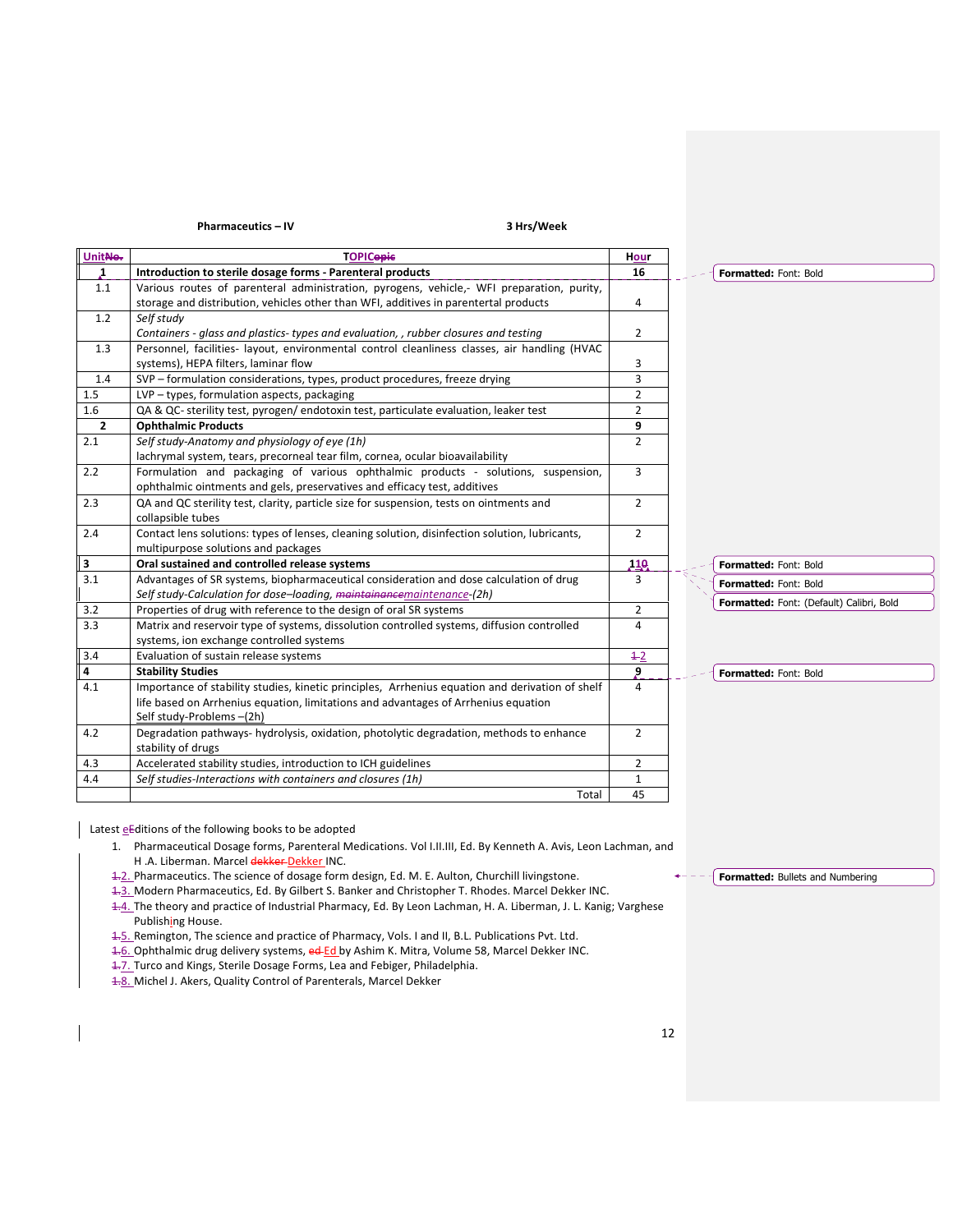**Pharmaceutics – IV** **3 Hrs/Week**

| Unit | TOPIC | Hour |
|---|---|---|
| **1** | **Introduction to sterile dosage forms - Parenteral products** | **16** |
| 1.1 | Various routes of parenteral administration, pyrogens, vehicle,- WFI preparation, purity, storage and distribution, vehicles other than WFI, additives in parentertal products | 4 |
| 1.2 | *Self study*<br>*Containers - glass and plastics- types and evaluation, , rubber closures and testing* | 2 |
| 1.3 | Personnel, facilities- layout, environmental control cleanliness classes, air handling (HVAC systems), HEPA filters, laminar flow | 3 |
| 1.4 | SVP – formulation considerations, types, product procedures, freeze drying | 3 |
| 1.5 | LVP – types, formulation aspects, packaging | 2 |
| 1.6 | QA & QC- sterility test, pyrogen/ endotoxin test, particulate evaluation, leaker test | 2 |
| **2** | **Ophthalmic Products** | **9** |
| 2.1 | *Self study-Anatomy and physiology of eye (1h)*<br>lachrymal system, tears, precorneal tear film, cornea, ocular bioavailability | 2 |
| 2.2 | Formulation and packaging of various ophthalmic products - solutions, suspension, ophthalmic ointments and gels, preservatives and efficacy test, additives | 3 |
| 2.3 | QA and QC sterility test, clarity, particle size for suspension, tests on ointments and collapsible tubes | 2 |
| 2.4 | Contact lens solutions: types of lenses, cleaning solution, disinfection solution, lubricants, multipurpose solutions and packages | 2 |
| **3** | **Oral sustained and controlled release systems** | **10** |
| 3.1 | Advantages of SR systems, biopharmaceutical consideration and dose calculation of drug<br>*Self study-Calculation for dose–loading, maintenance-(2h)* | 3 |
| 3.2 | Properties of drug with reference to the design of oral SR systems | 2 |
| 3.3 | Matrix and reservoir type of systems, dissolution controlled systems, diffusion controlled systems, ion exchange controlled systems | 4 |
| 3.4 | Evaluation of sustain release systems | 2 |
| **4** | **Stability Studies** | **9** |
| 4.1 | Importance of stability studies, kinetic principles, Arrhenius equation and derivation of shelf life based on Arrhenius equation, limitations and advantages of Arrhenius equation<br>Self study-Problems –(2h) | 4 |
| 4.2 | Degradation pathways- hydrolysis, oxidation, photolytic degradation, methods to enhance stability of drugs | 2 |
| 4.3 | Accelerated stability studies, introduction to ICH guidelines | 2 |
| 4.4 | *Self studies-Interactions with containers and closures (1h)* | 1 |
| | Total | 45 |

Latest Editions of the following books to be adopted

1. Pharmaceutical Dosage forms, Parenteral Medications. Vol I.II.III, Ed. By Kenneth A. Avis, Leon Lachman, and H .A. Liberman. Marcel Dekker INC.
2. Pharmaceutics. The science of dosage form design, Ed. M. E. Aulton, Churchill livingstone.
3. Modern Pharmaceutics, Ed. By Gilbert S. Banker and Christopher T. Rhodes. Marcel Dekker INC.
4. The theory and practice of Industrial Pharmacy, Ed. By Leon Lachman, H. A. Liberman, J. L. Kanig; Varghese Publishing House.
5. Remington, The science and practice of Pharmacy, Vols. I and II, B.L. Publications Pvt. Ltd.
6. Ophthalmic drug delivery systems, Ed by Ashim K. Mitra, Volume 58, Marcel Dekker INC.
7. Turco and Kings, Sterile Dosage Forms, Lea and Febiger, Philadelphia.
8. Michel J. Akers, Quality Control of Parenterals, Marcel Dekker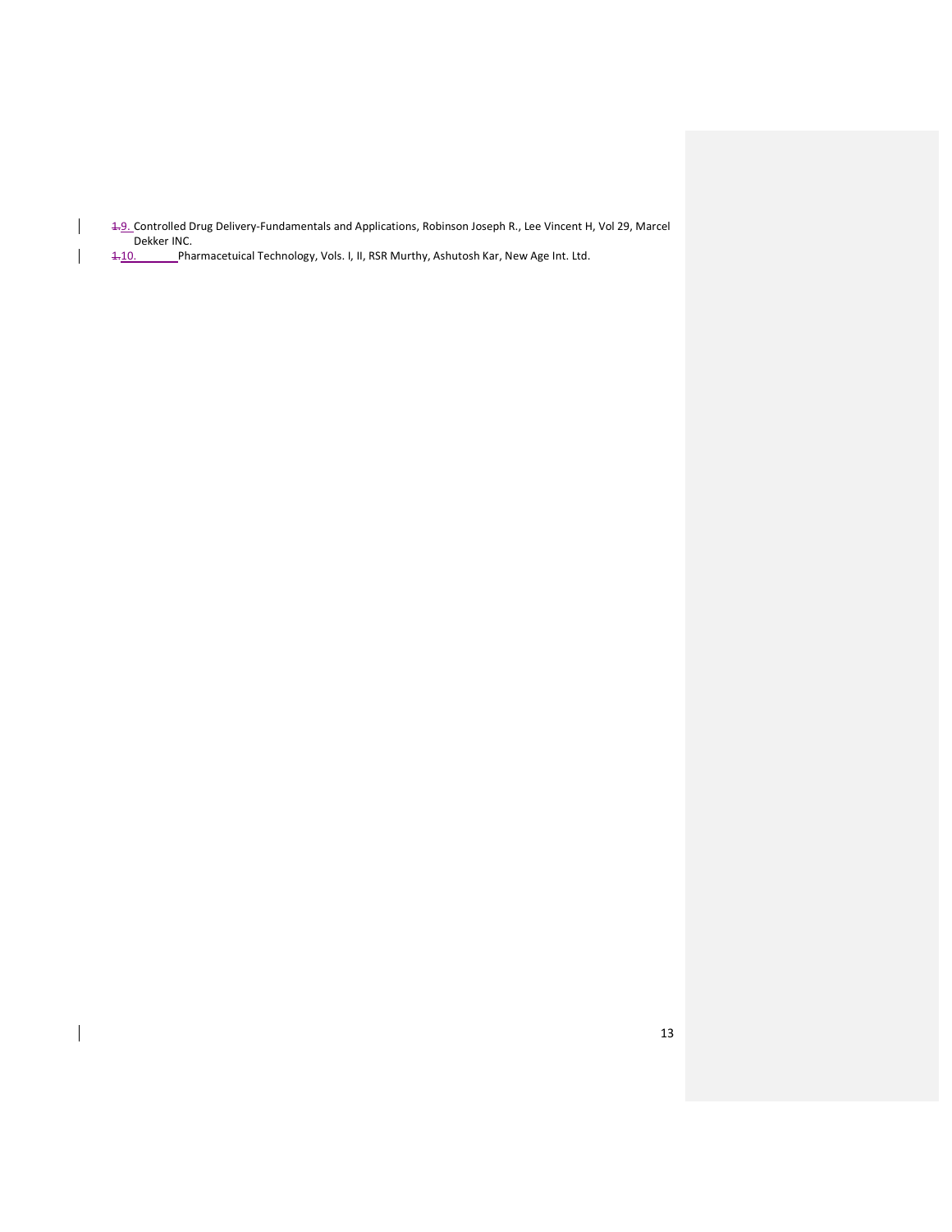9. Controlled Drug Delivery-Fundamentals and Applications, Robinson Joseph R., Lee Vincent H, Vol 29, Marcel Dekker INC.
10. Pharmacetuical Technology, Vols. I, II, RSR Murthy, Ashutosh Kar, New Age Int. Ltd.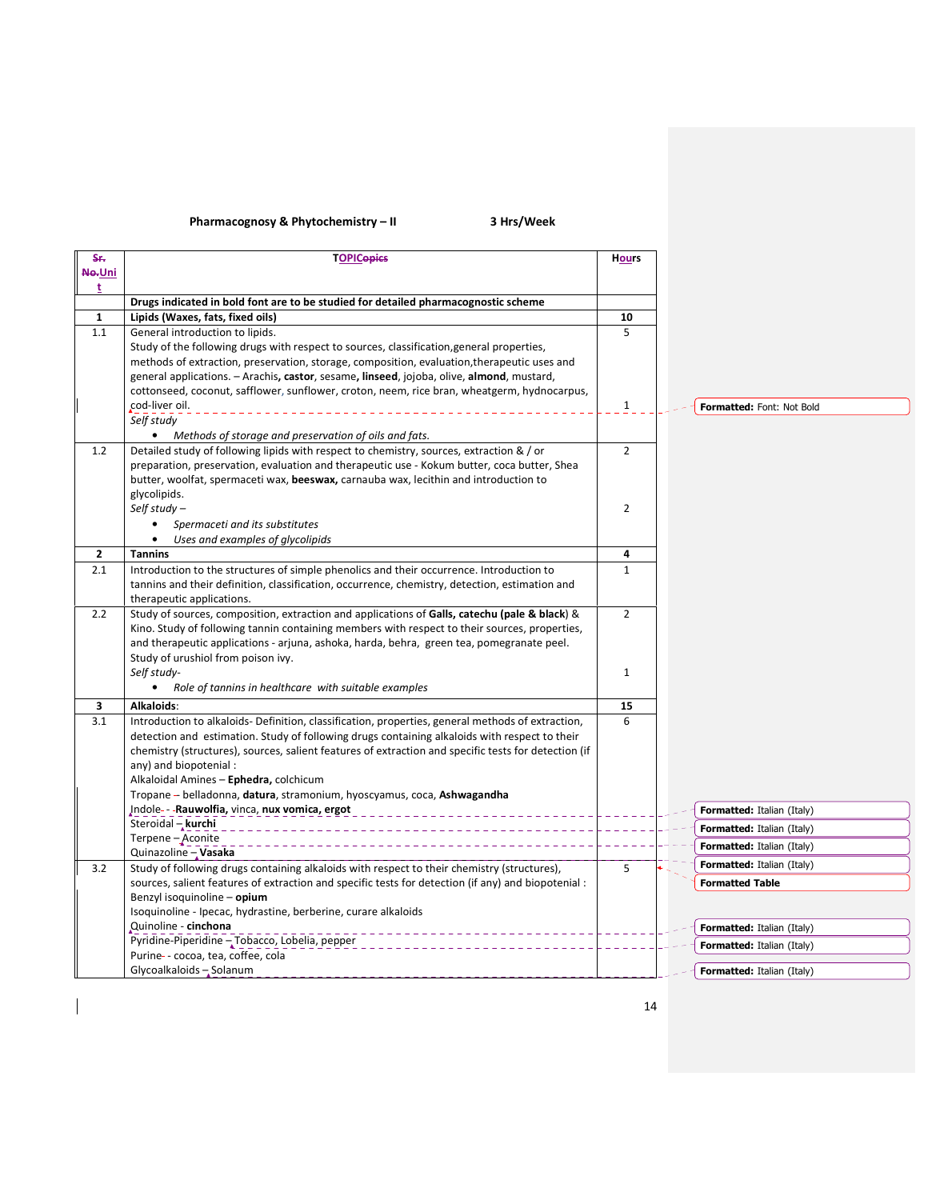**Pharmacognosy & Phytochemistry – II** &nbsp;&nbsp;&nbsp;&nbsp;&nbsp;&nbsp;&nbsp;&nbsp;&nbsp;&nbsp; **3 Hrs/Week**

| Unit | TOPIC | Hours |
|---|---|---|
| | **Drugs indicated in bold font are to be studied for detailed pharmacognostic scheme** | |
| **1** | **Lipids (Waxes, fats, fixed oils)** | **10** |
| 1.1 | General introduction to lipids.<br>Study of the following drugs with respect to sources, classification,general properties, methods of extraction, preservation, storage, composition, evaluation,therapeutic uses and general applications. – Arachis, **castor**, sesame, **linseed**, jojoba, olive, **almond**, mustard, cottonseed, coconut, safflower, sunflower, croton, neem, rice bran, wheatgerm, hydnocarpus, cod-liver oil.<br>*Self study*<br>• *Methods of storage and preservation of oils and fats.* | 5<br><br><br><br><br>1 |
| 1.2 | Detailed study of following lipids with respect to chemistry, sources, extraction & / or preparation, preservation, evaluation and therapeutic use - Kokum butter, coca butter, Shea butter, woolfat, spermaceti wax, **beeswax,** carnauba wax, lecithin and introduction to glycolipids.<br>*Self study –*<br>• *Spermaceti and its substitutes*<br>• *Uses and examples of glycolipids* | 2<br><br><br><br>2 |
| **2** | **Tannins** | **4** |
| 2.1 | Introduction to the structures of simple phenolics and their occurrence. Introduction to tannins and their definition, classification, occurrence, chemistry, detection, estimation and therapeutic applications. | 1 |
| 2.2 | Study of sources, composition, extraction and applications of **Galls, catechu (pale & black)** & Kino. Study of following tannin containing members with respect to their sources, properties, and therapeutic applications - arjuna, ashoka, harda, behra, green tea, pomegranate peel. Study of urushiol from poison ivy.<br>*Self study-*<br>• *Role of tannins in healthcare with suitable examples* | 2<br><br><br><br>1 |
| **3** | **Alkaloids**: | **15** |
| 3.1 | Introduction to alkaloids- Definition, classification, properties, general methods of extraction, detection and estimation. Study of following drugs containing alkaloids with respect to their chemistry (structures), sources, salient features of extraction and specific tests for detection (if any) and biopotenial :<br>Alkaloidal Amines – **Ephedra,** colchicum<br>Tropane – belladonna, **datura**, stramonium, hyoscyamus, coca, **Ashwagandha**<br>Indole - **Rauwolfia,** vinca, **nux vomica, ergot**<br>Steroidal – **kurchi**<br>Terpene – Aconite<br>Quinazoline – **Vasaka** | 6 |
| 3.2 | Study of following drugs containing alkaloids with respect to their chemistry (structures), sources, salient features of extraction and specific tests for detection (if any) and biopotenial :<br>Benzyl isoquinoline – **opium**<br>Isoquinoline - Ipecac, hydrastine, berberine, curare alkaloids<br>Quinoline - **cinchona**<br>Pyridine-Piperidine – Tobacco, Lobelia, pepper<br>Purine - cocoa, tea, coffee, cola<br>Glycoalkaloids – Solanum | 5 |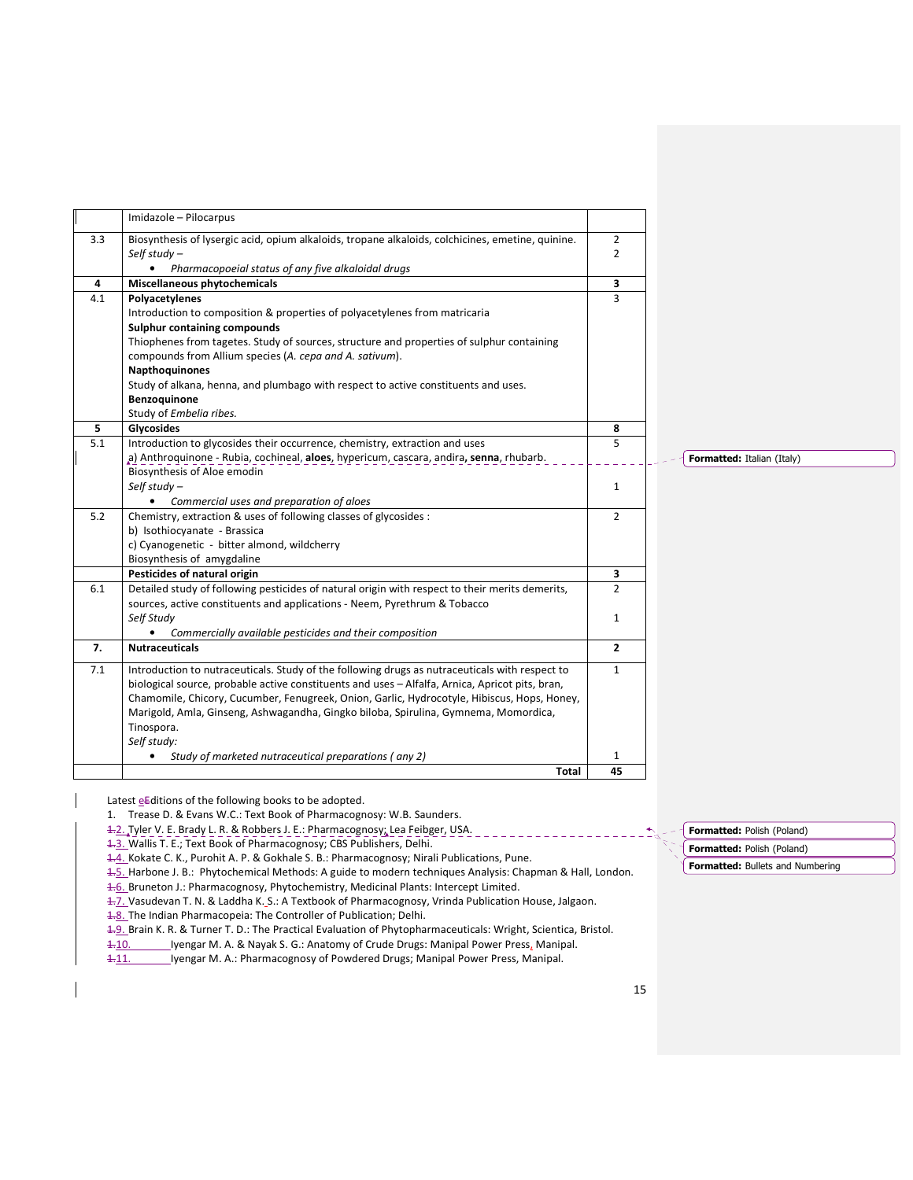|  |  |  |
|---|---|---|
|  | Imidazole – Pilocarpus |  |
| 3.3 | Biosynthesis of lysergic acid, opium alkaloids, tropane alkaloids, colchicines, emetine, quinine.<br>*Self study –*<br>• *Pharmacopoeial status of any five alkaloidal drugs* | 2<br>2 |
| **4** | **Miscellaneous phytochemicals** | **3** |
| 4.1 | **Polyacetylenes**<br>Introduction to composition & properties of polyacetylenes from matricaria<br>**Sulphur containing compounds**<br>Thiophenes from tagetes. Study of sources, structure and properties of sulphur containing compounds from Allium species (*A. cepa and A. sativum*).<br>**Napthoquinones**<br>Study of alkana, henna, and plumbago with respect to active constituents and uses.<br>**Benzoquinone**<br>Study of *Embelia ribes.* | 3 |
| **5** | **Glycosides** | **8** |
| 5.1 | Introduction to glycosides their occurrence, chemistry, extraction and uses<br>a) Anthroquinone - Rubia, cochineal, **aloes**, hypericum, cascara, andira**, senna**, rhubarb.<br>Biosynthesis of Aloe emodin<br>*Self study –*<br>• *Commercial uses and preparation of aloes* | 5<br><br><br><br>1 |
| 5.2 | Chemistry, extraction & uses of following classes of glycosides :<br>b) Isothiocyanate - Brassica<br>c) Cyanogenetic - bitter almond, wildcherry<br>Biosynthesis of amygdaline | 2 |
|  | **Pesticides of natural origin** | **3** |
| 6.1 | Detailed study of following pesticides of natural origin with respect to their merits demerits, sources, active constituents and applications - Neem, Pyrethrum & Tobacco<br>*Self Study*<br>• *Commercially available pesticides and their composition* | 2<br><br>1 |
| **7.** | **Nutraceuticals** | **2** |
| 7.1 | Introduction to nutraceuticals. Study of the following drugs as nutraceuticals with respect to biological source, probable active constituents and uses – Alfalfa, Arnica, Apricot pits, bran, Chamomile, Chicory, Cucumber, Fenugreek, Onion, Garlic, Hydrocotyle, Hibiscus, Hops, Honey, Marigold, Amla, Ginseng, Ashwagandha, Gingko biloba, Spirulina, Gymnema, Momordica, Tinospora.<br>*Self study:*<br>• *Study of marketed nutraceutical preparations ( any 2)* | 1<br><br><br><br><br><br>1 |
|  | **Total** | **45** |

Latest editions of the following books to be adopted.

1. Trease D. & Evans W.C.: Text Book of Pharmacognosy: W.B. Saunders.
2. Tyler V. E. Brady L. R. & Robbers J. E.: Pharmacognosy; Lea Feibger, USA.
3. Wallis T. E.; Text Book of Pharmacognosy; CBS Publishers, Delhi.
4. Kokate C. K., Purohit A. P. & Gokhale S. B.: Pharmacognosy; Nirali Publications, Pune.
5. Harbone J. B.: Phytochemical Methods: A guide to modern techniques Analysis: Chapman & Hall, London.
6. Bruneton J.: Pharmacognosy, Phytochemistry, Medicinal Plants: Intercept Limited.
7. Vasudevan T. N. & Laddha K. S.: A Textbook of Pharmacognosy, Vrinda Publication House, Jalgaon.
8. The Indian Pharmacopeia: The Controller of Publication; Delhi.
9. Brain K. R. & Turner T. D.: The Practical Evaluation of Phytopharmaceuticals: Wright, Scientica, Bristol.
10. Iyengar M. A. & Nayak S. G.: Anatomy of Crude Drugs: Manipal Power Press, Manipal.
11. Iyengar M. A.: Pharmacognosy of Powdered Drugs; Manipal Power Press, Manipal.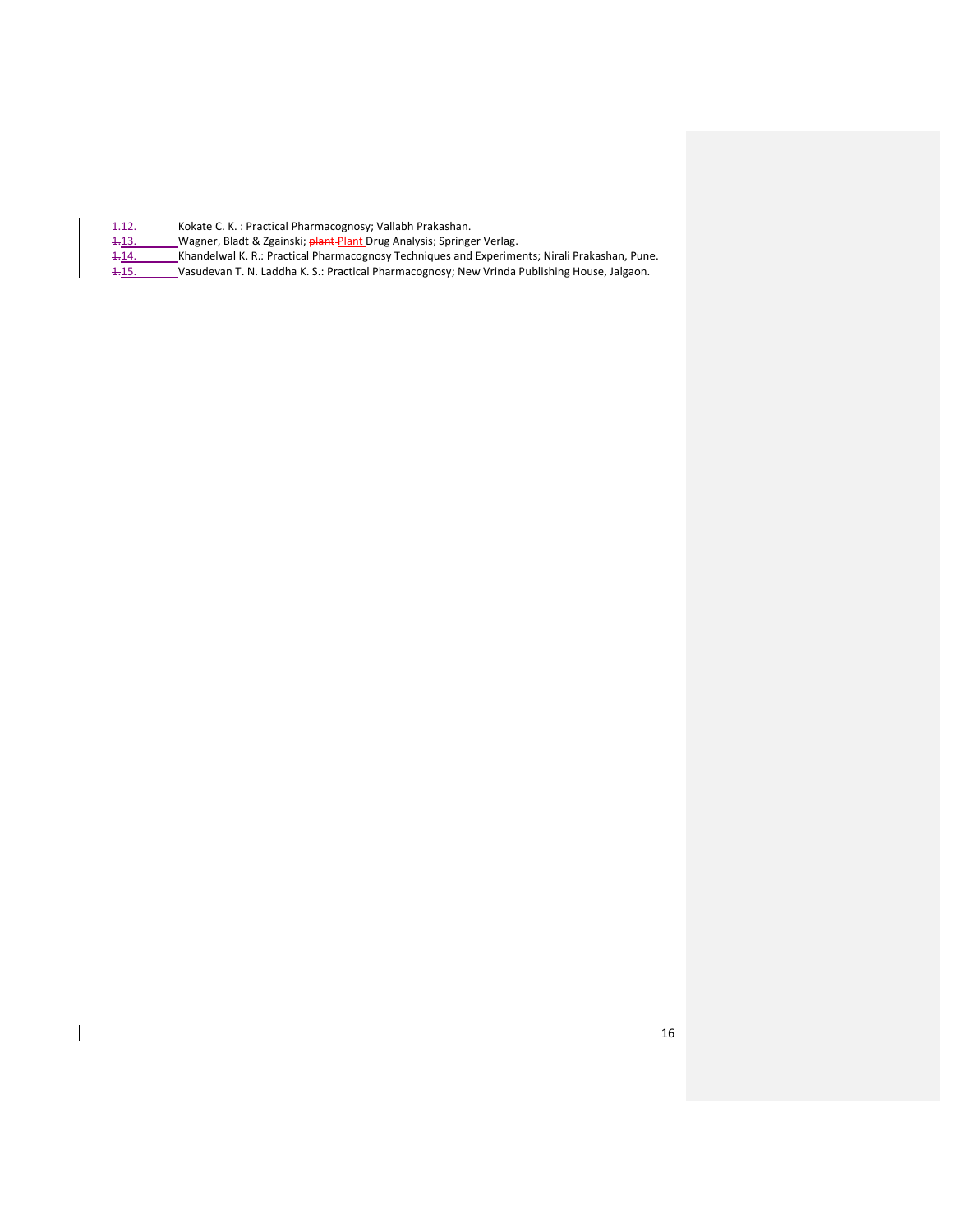12. Kokate C. K. : Practical Pharmacognosy; Vallabh Prakashan.
13. Wagner, Bladt & Zgainski; Plant Drug Analysis; Springer Verlag.
14. Khandelwal K. R.: Practical Pharmacognosy Techniques and Experiments; Nirali Prakashan, Pune.
15. Vasudevan T. N. Laddha K. S.: Practical Pharmacognosy; New Vrinda Publishing House, Jalgaon.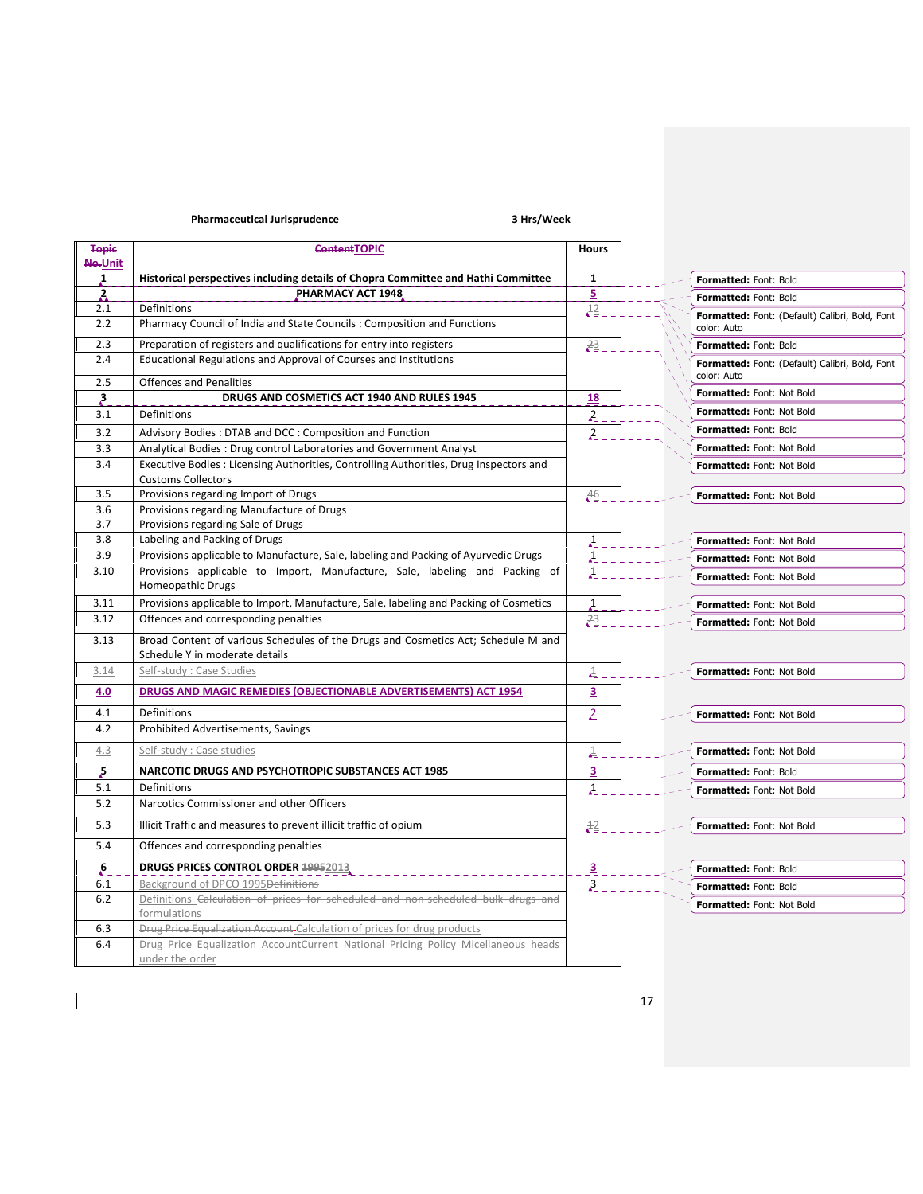**Pharmaceutical Jurisprudence** **3 Hrs/Week**

| Unit | TOPIC | Hours |
|---|---|---|
| **1** | **Historical perspectives including details of Chopra Committee and Hathi Committee** | **1** |
| **2** | **PHARMACY ACT 1948** | **5** |
| 2.1 | Definitions | 2 |
| 2.2 | Pharmacy Council of India and State Councils : Composition and Functions | |
| 2.3 | Preparation of registers and qualifications for entry into registers | 3 |
| 2.4 | Educational Regulations and Approval of Courses and Institutions | |
| 2.5 | Offences and Penalties | |
| **3** | **DRUGS AND COSMETICS ACT 1940 AND RULES 1945** | **18** |
| 3.1 | Definitions | 2 |
| 3.2 | Advisory Bodies : DTAB and DCC : Composition and Function | 2 |
| 3.3 | Analytical Bodies : Drug control Laboratories and Government Analyst | |
| 3.4 | Executive Bodies : Licensing Authorities, Controlling Authorities, Drug Inspectors and Customs Collectors | |
| 3.5 | Provisions regarding Import of Drugs | 6 |
| 3.6 | Provisions regarding Manufacture of Drugs | |
| 3.7 | Provisions regarding Sale of Drugs | |
| 3.8 | Labeling and Packing of Drugs | 1 |
| 3.9 | Provisions applicable to Manufacture, Sale, labeling and Packing of Ayurvedic Drugs | 1 |
| 3.10 | Provisions applicable to Import, Manufacture, Sale, labeling and Packing of Homeopathic Drugs | 1 |
| 3.11 | Provisions applicable to Import, Manufacture, Sale, labeling and Packing of Cosmetics | 1 |
| 3.12 | Offences and corresponding penalties | 3 |
| 3.13 | Broad Content of various Schedules of the Drugs and Cosmetics Act; Schedule M and Schedule Y in moderate details | |
| 3.14 | Self-study : Case Studies | 1 |
| **4.0** | **DRUGS AND MAGIC REMEDIES (OBJECTIONABLE ADVERTISEMENTS) ACT 1954** | **3** |
| 4.1 | Definitions | 2 |
| 4.2 | Prohibited Advertisements, Savings | |
| 4.3 | Self-study : Case studies | 1 |
| **5** | **NARCOTIC DRUGS AND PSYCHOTROPIC SUBSTANCES ACT 1985** | **3** |
| 5.1 | Definitions | 1 |
| 5.2 | Narcotics Commissioner and other Officers | |
| 5.3 | Illicit Traffic and measures to prevent illicit traffic of opium | 2 |
| 5.4 | Offences and corresponding penalties | |
| **6** | **DRUGS PRICES CONTROL ORDER 2013** | **3** |
| 6.1 | Background of DPCO 1995 | 3 |
| 6.2 | Definitions | |
| 6.3 | Calculation of prices for drug products | |
| 6.4 | Current National Pricing Policy Micellaneous heads under the order | |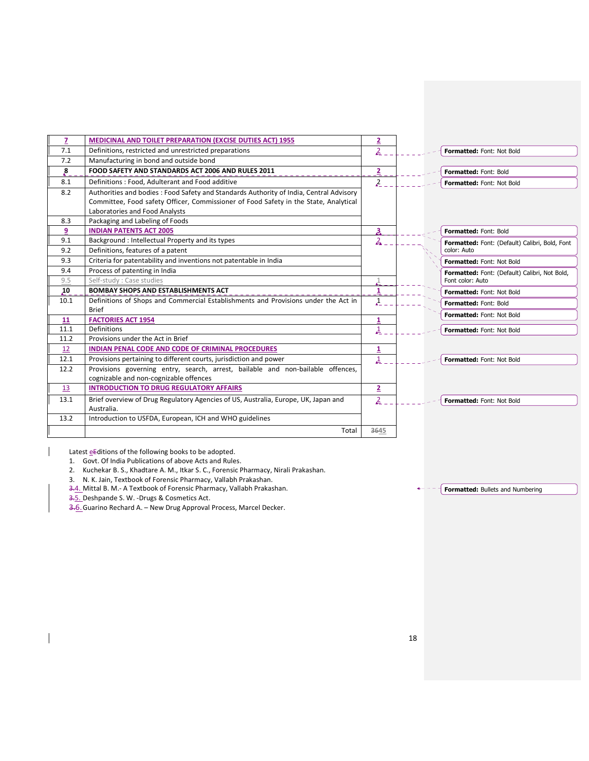| 7 | MEDICINAL AND TOILET PREPARATION (EXCISE DUTIES ACT) 1955 | 2 |
|---|---|---|
| 7.1 | Definitions, restricted and unrestricted preparations | 2 |
| 7.2 | Manufacturing in bond and outside bond | |
| 8 | **FOOD SAFETY AND STANDARDS ACT 2006 AND RULES 2011** | 2 |
| 8.1 | Definitions : Food, Adulterant and Food additive | 2 |
| 8.2 | Authorities and bodies : Food Safety and Standards Authority of India, Central Advisory Committee, Food safety Officer, Commissioner of Food Safety in the State, Analytical Laboratories and Food Analysts | |
| 8.3 | Packaging and Labeling of Foods | |
| 9 | **INDIAN PATENTS ACT 2005** | 3 |
| 9.1 | Background : Intellectual Property and its types | 2 |
| 9.2 | Definitions, features of a patent | |
| 9.3 | Criteria for patentability and inventions not patentable in India | |
| 9.4 | Process of patenting in India | |
| 9.5 | Self-study : Case studies | 1 |
| 10 | **BOMBAY SHOPS AND ESTABLISHMENTS ACT** | 1 |
| 10.1 | Definitions of Shops and Commercial Establishments and Provisions under the Act in Brief | 1 |
| 11 | **FACTORIES ACT 1954** | 1 |
| 11.1 | Definitions | 1 |
| 11.2 | Provisions under the Act in Brief | |
| 12 | **INDIAN PENAL CODE AND CODE OF CRIMINAL PROCEDURES** | 1 |
| 12.1 | Provisions pertaining to different courts, jurisdiction and power | 1 |
| 12.2 | Provisions governing entry, search, arrest, bailable and non-bailable offences, cognizable and non-cognizable offences | |
| 13 | **INTRODUCTION TO DRUG REGULATORY AFFAIRS** | 2 |
| 13.1 | Brief overview of Drug Regulatory Agencies of US, Australia, Europe, UK, Japan and Australia. | 2 |
| 13.2 | Introduction to USFDA, European, ICH and WHO guidelines | |
| | Total | 45 |

Latest Editions of the following books to be adopted.

1. Govt. Of India Publications of above Acts and Rules.
2. Kuchekar B. S., Khadtare A. M., Itkar S. C., Forensic Pharmacy, Nirali Prakashan.
3. N. K. Jain, Textbook of Forensic Pharmacy, Vallabh Prakashan.
4. Mittal B. M.- A Textbook of Forensic Pharmacy, Vallabh Prakashan.
5. Deshpande S. W. -Drugs & Cosmetics Act.
6. Guarino Rechard A. – New Drug Approval Process, Marcel Decker.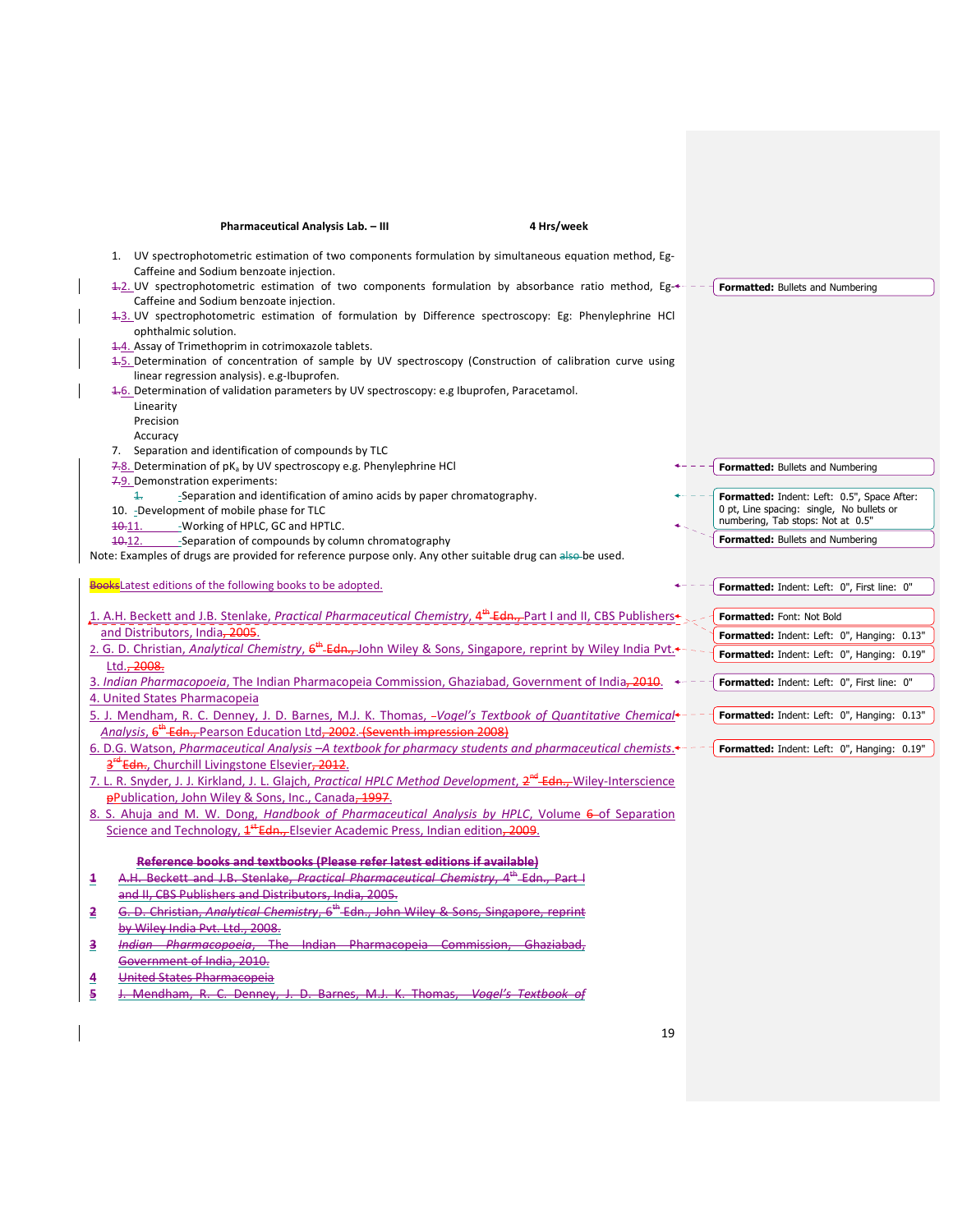**Pharmaceutical Analysis Lab. – III** **4 Hrs/week**

1. UV spectrophotometric estimation of two components formulation by simultaneous equation method, Eg- Caffeine and Sodium benzoate injection.
2. UV spectrophotometric estimation of two components formulation by absorbance ratio method, Eg- Caffeine and Sodium benzoate injection.
3. UV spectrophotometric estimation of formulation by Difference spectroscopy: Eg: Phenylephrine HCl ophthalmic solution.
4. Assay of Trimethoprim in cotrimoxazole tablets.
5. Determination of concentration of sample by UV spectroscopy (Construction of calibration curve using linear regression analysis). e.g-Ibuprofen.
6. Determination of validation parameters by UV spectroscopy: e.g Ibuprofen, Paracetamol.
   - Linearity
   - Precision
   - Accuracy
7. Separation and identification of compounds by TLC
8. Determination of $pK_a$ by UV spectroscopy e.g. Phenylephrine HCl
9. Demonstration experiments:
   - Separation and identification of amino acids by paper chromatography.
10. Development of mobile phase for TLC
11. Working of HPLC, GC and HPTLC.
12. Separation of compounds by column chromatography

Note: Examples of drugs are provided for reference purpose only. Any other suitable drug can be used.

Latest editions of the following books to be adopted.

1. A.H. Beckett and J.B. Stenlake, *Practical Pharmaceutical Chemistry*, 4th Part I and II, CBS Publishers and Distributors, India.
2. G. D. Christian, *Analytical Chemistry*, 6th John Wiley & Sons, Singapore, reprint by Wiley India Pvt. Ltd.
3. *Indian Pharmacopoeia*, The Indian Pharmacopeia Commission, Ghaziabad, Government of India.
4. United States Pharmacopeia
5. J. Mendham, R. C. Denney, J. D. Barnes, M.J. K. Thomas, *Vogel's Textbook of Quantitative Chemical Analysis*, 6th Pearson Education Ltd.
6. D.G. Watson, *Pharmaceutical Analysis –A textbook for pharmacy students and pharmaceutical chemists.* 3rd, Churchill Livingstone Elsevier.
7. L. R. Snyder, J. J. Kirkland, J. L. Glajch, *Practical HPLC Method Development*, 2nd Wiley-Interscience Publication, John Wiley & Sons, Inc., Canada.
8. S. Ahuja and M. W. Dong, *Handbook of Pharmaceutical Analysis by HPLC*, Volume of Separation Science and Technology, 1st Elsevier Academic Press, Indian edition.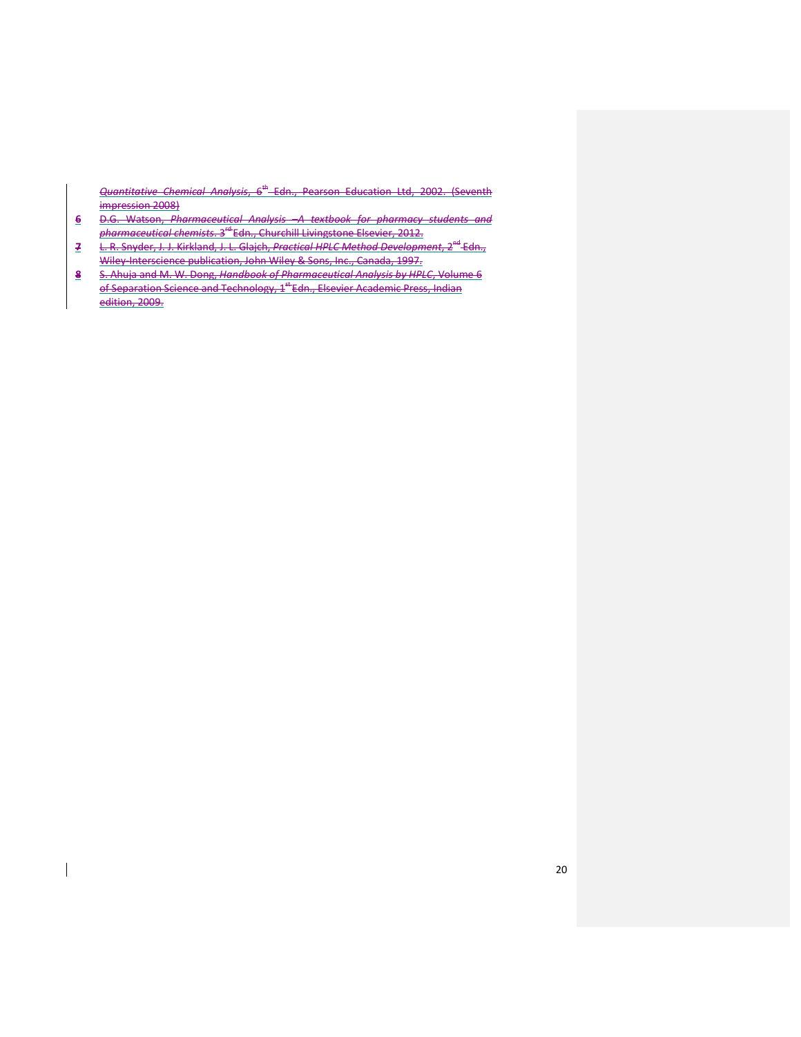*Quantitative Chemical Analysis*, 6th Edn., Pearson Education Ltd, 2002. (Seventh impression 2008)

6. D.G. Watson, *Pharmaceutical Analysis –A textbook for pharmacy students and pharmaceutical chemists*. 3rd Edn., Churchill Livingstone Elsevier, 2012.
7. L. R. Snyder, J. J. Kirkland, J. L. Glajch, *Practical HPLC Method Development*, 2nd Edn., Wiley-Interscience publication, John Wiley & Sons, Inc., Canada, 1997.
8. S. Ahuja and M. W. Dong, *Handbook of Pharmaceutical Analysis by HPLC*, Volume 6 of Separation Science and Technology, 1st Edn., Elsevier Academic Press, Indian edition, 2009.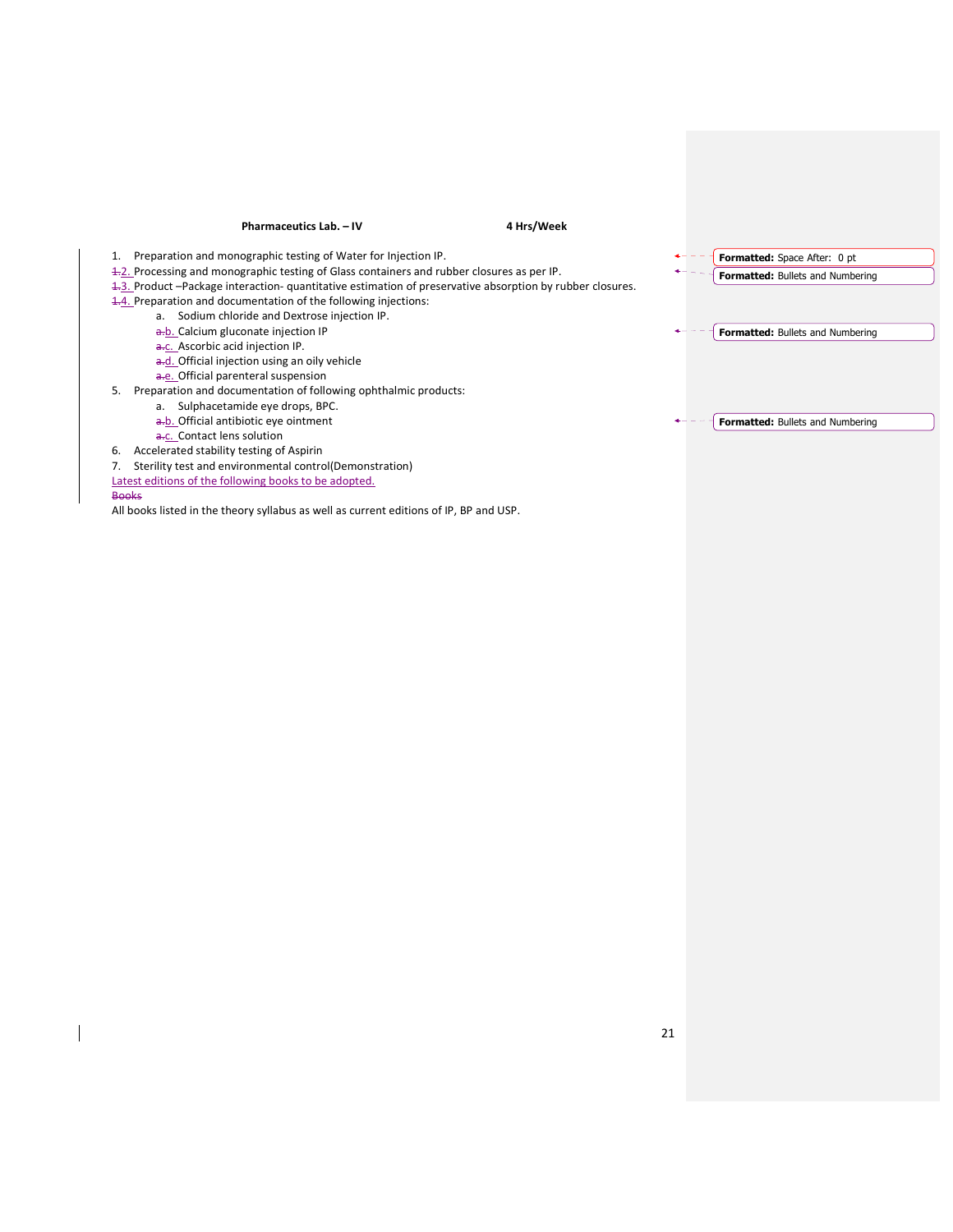**Pharmaceutics Lab. – IV** **4 Hrs/Week**

1. Preparation and monographic testing of Water for Injection IP.
2. Processing and monographic testing of Glass containers and rubber closures as per IP.
3. Product –Package interaction- quantitative estimation of preservative absorption by rubber closures.
4. Preparation and documentation of the following injections:
   a. Sodium chloride and Dextrose injection IP.
   b. Calcium gluconate injection IP
   c. Ascorbic acid injection IP.
   d. Official injection using an oily vehicle
   e. Official parenteral suspension
5. Preparation and documentation of following ophthalmic products:
   a. Sulphacetamide eye drops, BPC.
   b. Official antibiotic eye ointment
   c. Contact lens solution
6. Accelerated stability testing of Aspirin
7. Sterility test and environmental control(Demonstration)

Latest editions of the following books to be adopted.

All books listed in the theory syllabus as well as current editions of IP, BP and USP.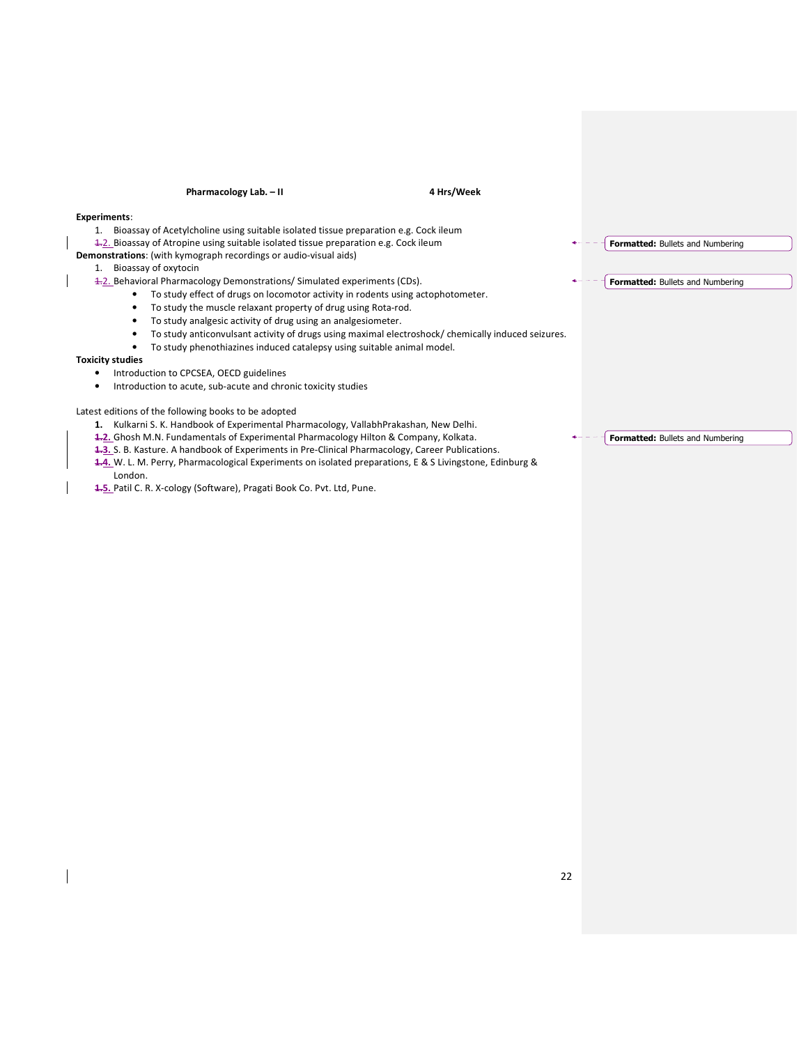**Pharmacology Lab. – II** **4 Hrs/Week**

**Experiments**:

1. Bioassay of Acetylcholine using suitable isolated tissue preparation e.g. Cock ileum
2. Bioassay of Atropine using suitable isolated tissue preparation e.g. Cock ileum

**Demonstrations**: (with kymograph recordings or audio-visual aids)

1. Bioassay of oxytocin
2. Behavioral Pharmacology Demonstrations/ Simulated experiments (CDs).
   - To study effect of drugs on locomotor activity in rodents using actophotometer.
   - To study the muscle relaxant property of drug using Rota-rod.
   - To study analgesic activity of drug using an analgesiometer.
   - To study anticonvulsant activity of drugs using maximal electroshock/ chemically induced seizures.
   - To study phenothiazines induced catalepsy using suitable animal model.

**Toxicity studies**

- Introduction to CPCSEA, OECD guidelines
- Introduction to acute, sub-acute and chronic toxicity studies

Latest editions of the following books to be adopted

1. Kulkarni S. K. Handbook of Experimental Pharmacology, VallabhPrakashan, New Delhi.
2. Ghosh M.N. Fundamentals of Experimental Pharmacology Hilton & Company, Kolkata.
3. S. B. Kasture. A handbook of Experiments in Pre-Clinical Pharmacology, Career Publications.
4. W. L. M. Perry, Pharmacological Experiments on isolated preparations, E & S Livingstone, Edinburg & London.
5. Patil C. R. X-cology (Software), Pragati Book Co. Pvt. Ltd, Pune.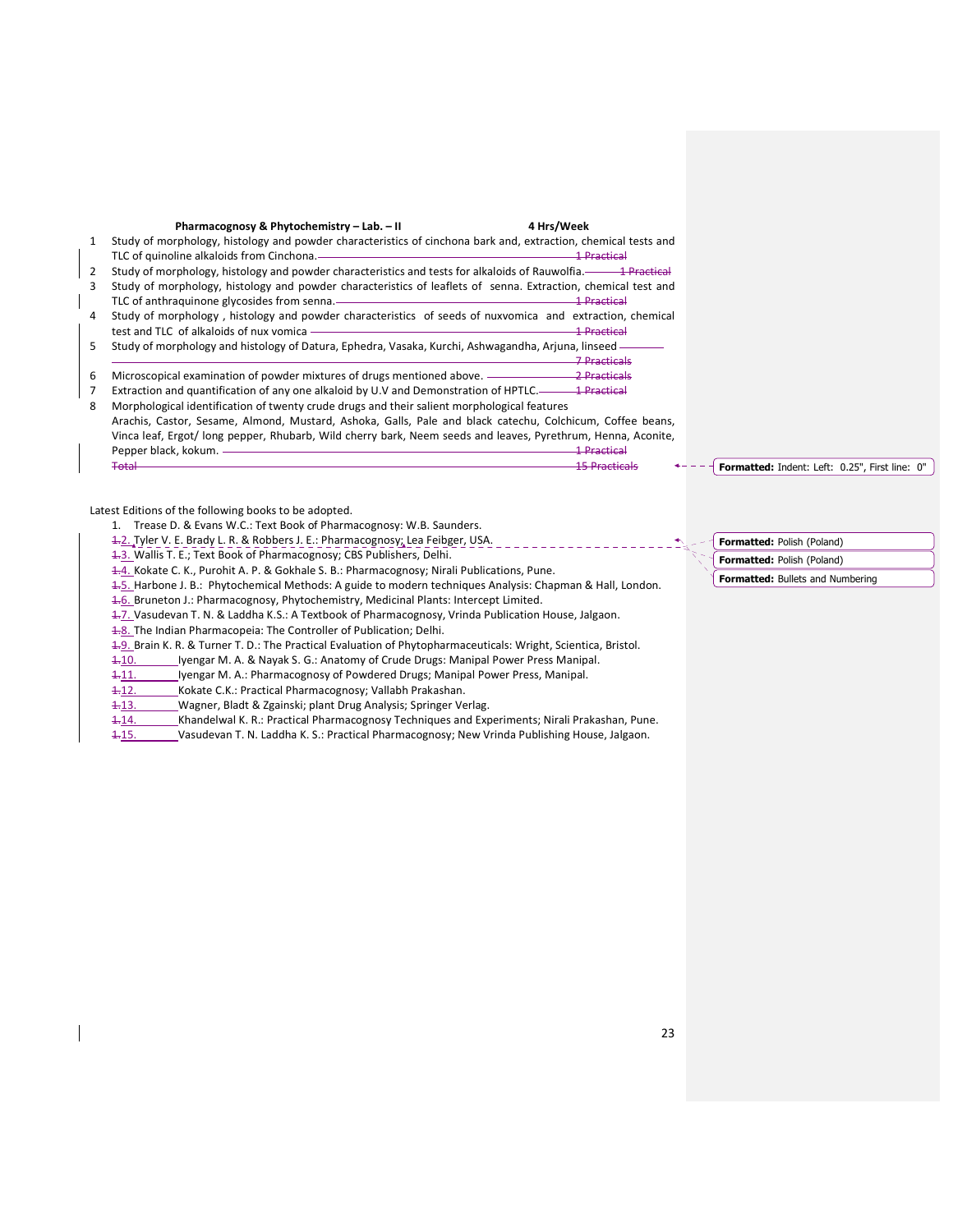**Pharmacognosy & Phytochemistry – Lab. – II** **4 Hrs/Week**

1. Study of morphology, histology and powder characteristics of cinchona bark and, extraction, chemical tests and TLC of quinoline alkaloids from Cinchona. — 1 Practical
2. Study of morphology, histology and powder characteristics and tests for alkaloids of Rauwolfia. — 1 Practical
3. Study of morphology, histology and powder characteristics of leaflets of senna. Extraction, chemical test and TLC of anthraquinone glycosides from senna. — 1 Practical
4. Study of morphology, histology and powder characteristics of seeds of nuxvomica and extraction, chemical test and TLC of alkaloids of nux vomica — 1 Practical
5. Study of morphology and histology of Datura, Ephedra, Vasaka, Kurchi, Ashwagandha, Arjuna, linseed — 7 Practicals
6. Microscopical examination of powder mixtures of drugs mentioned above. — 2 Practicals
7. Extraction and quantification of any one alkaloid by U.V and Demonstration of HPTLC. — 1 Practical
8. Morphological identification of twenty crude drugs and their salient morphological features Arachis, Castor, Sesame, Almond, Mustard, Ashoka, Galls, Pale and black catechu, Colchicum, Coffee beans, Vinca leaf, Ergot/ long pepper, Rhubarb, Wild cherry bark, Neem seeds and leaves, Pyrethrum, Henna, Aconite, Pepper black, kokum. — 1 Practical

Total — 15 Practicals

Latest Editions of the following books to be adopted.

1. Trease D. & Evans W.C.: Text Book of Pharmacognosy: W.B. Saunders.
2. Tyler V. E. Brady L. R. & Robbers J. E.: Pharmacognosy; Lea Feibger, USA.
3. Wallis T. E.; Text Book of Pharmacognosy; CBS Publishers, Delhi.
4. Kokate C. K., Purohit A. P. & Gokhale S. B.: Pharmacognosy; Nirali Publications, Pune.
5. Harbone J. B.: Phytochemical Methods: A guide to modern techniques Analysis: Chapman & Hall, London.
6. Bruneton J.: Pharmacognosy, Phytochemistry, Medicinal Plants: Intercept Limited.
7. Vasudevan T. N. & Laddha K.S.: A Textbook of Pharmacognosy, Vrinda Publication House, Jalgaon.
8. The Indian Pharmacopeia: The Controller of Publication; Delhi.
9. Brain K. R. & Turner T. D.: The Practical Evaluation of Phytopharmaceuticals: Wright, Scientica, Bristol.
10. Iyengar M. A. & Nayak S. G.: Anatomy of Crude Drugs: Manipal Power Press Manipal.
11. Iyengar M. A.: Pharmacognosy of Powdered Drugs; Manipal Power Press, Manipal.
12. Kokate C.K.: Practical Pharmacognosy; Vallabh Prakashan.
13. Wagner, Bladt & Zgainski; plant Drug Analysis; Springer Verlag.
14. Khandelwal K. R.: Practical Pharmacognosy Techniques and Experiments; Nirali Prakashan, Pune.
15. Vasudevan T. N. Laddha K. S.: Practical Pharmacognosy; New Vrinda Publishing House, Jalgaon.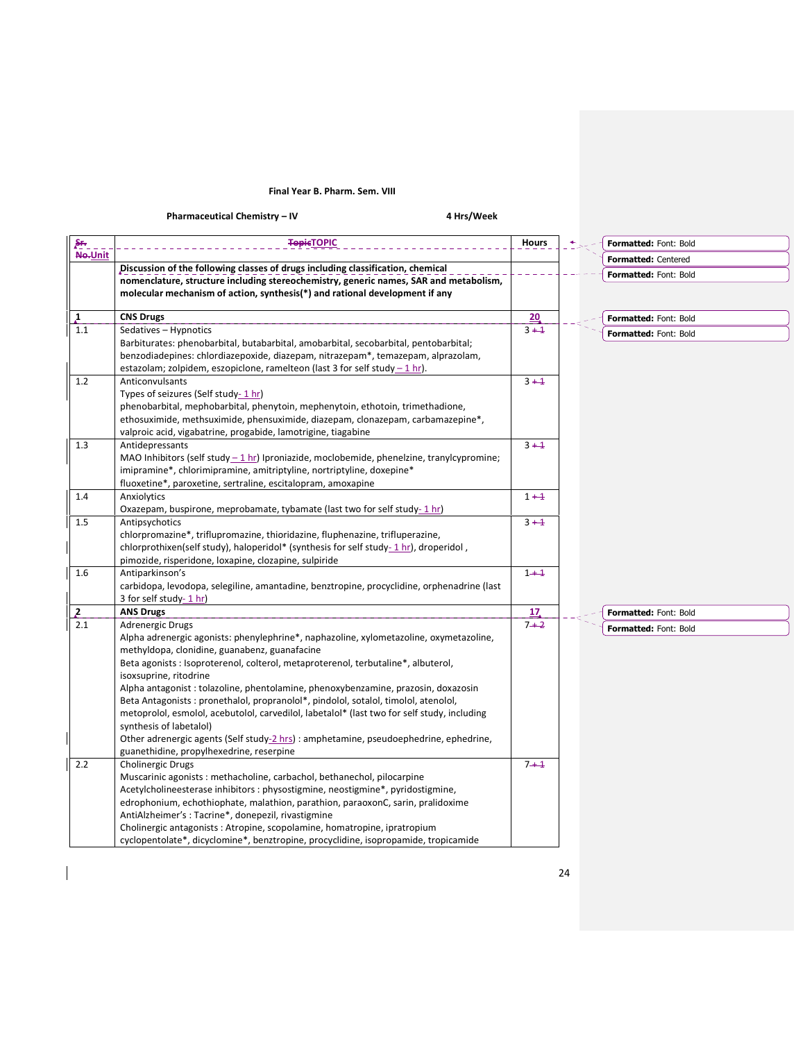**Final Year B. Pharm. Sem. VIII**

**Pharmaceutical Chemistry – IV** 4 Hrs/Week

| Unit | TOPIC | Hours |
|---|---|---|
| | **Discussion of the following classes of drugs including classification, chemical nomenclature, structure including stereochemistry, generic names, SAR and metabolism, molecular mechanism of action, synthesis(*) and rational development if any** | |
| **1** | **CNS Drugs** | **20** |
| 1.1 | Sedatives – Hypnotics<br>Barbiturates: phenobarbital, butabarbital, amobarbital, secobarbital, pentobarbital; benzodiadepines: chlordiazepoxide, diazepam, nitrazepam*, temazepam, alprazolam, estazolam; zolpidem, eszopiclone, ramelteon (last 3 for self study – 1 hr). | 3 |
| 1.2 | Anticonvulsants<br>Types of seizures (Self study- 1 hr)<br>phenobarbital, mephobarbital, phenytoin, mephenytoin, ethotoin, trimethadione, ethosuximide, methsuximide, phensuximide, diazepam, clonazepam, carbamazepine*, valproic acid, vigabatrine, progabide, lamotrigine, tiagabine | 3 |
| 1.3 | Antidepressants<br>MAO Inhibitors (self study – 1 hr) Iproniazide, moclobemide, phenelzine, tranylcypromine; imipramine*, chlorimipramine, amitriptyline, nortriptyline, doxepine* fluoxetine*, paroxetine, sertraline, escitalopram, amoxapine | 3 |
| 1.4 | Anxiolytics<br>Oxazepam, buspirone, meprobamate, tybamate (last two for self study- 1 hr) | 1 |
| 1.5 | Antipsychotics<br>chlorpromazine*, triflupromazine, thioridazine, fluphenazine, trifluperazine, chlorprothixen(self study), haloperidol* (synthesis for self study- 1 hr), droperidol , pimozide, risperidone, loxapine, clozapine, sulpiride | 3 |
| 1.6 | Antiparkinson's<br>carbidopa, levodopa, selegiline, amantadine, benztropine, procyclidine, orphenadrine (last 3 for self study- 1 hr) | 1 |
| **2** | **ANS Drugs** | **17** |
| 2.1 | Adrenergic Drugs<br>Alpha adrenergic agonists: phenylephrine*, naphazoline, xylometazoline, oxymetazoline, methyldopa, clonidine, guanabenz, guanafacine<br>Beta agonists : Isoproterenol, colterol, metaproterenol, terbutaline*, albuterol, isoxsuprine, ritodrine<br>Alpha antagonist : tolazoline, phentolamine, phenoxybenzamine, prazosin, doxazosin<br>Beta Antagonists : pronethalol, propranolol*, pindolol, sotalol, timolol, atenolol, metoprolol, esmolol, acebutolol, carvedilol, labetalol* (last two for self study, including synthesis of labetalol)<br>Other adrenergic agents (Self study-2 hrs) : amphetamine, pseudoephedrine, ephedrine, guanethidine, propylhexedrine, reserpine | 7 |
| 2.2 | Cholinergic Drugs<br>Muscarinic agonists : methacholine, carbachol, bethanechol, pilocarpine<br>Acetylcholineesterase inhibitors : physostigmine, neostigmine*, pyridostigmine, edrophonium, echothiophate, malathion, parathion, paraoxonC, sarin, pralidoxime<br>AntiAlzheimer's : Tacrine*, donepezil, rivastigmine<br>Cholinergic antagonists : Atropine, scopolamine, homatropine, ipratropium cyclopentolate*, dicyclomine*, benztropine, procyclidine, isopropamide, tropicamide | 7 |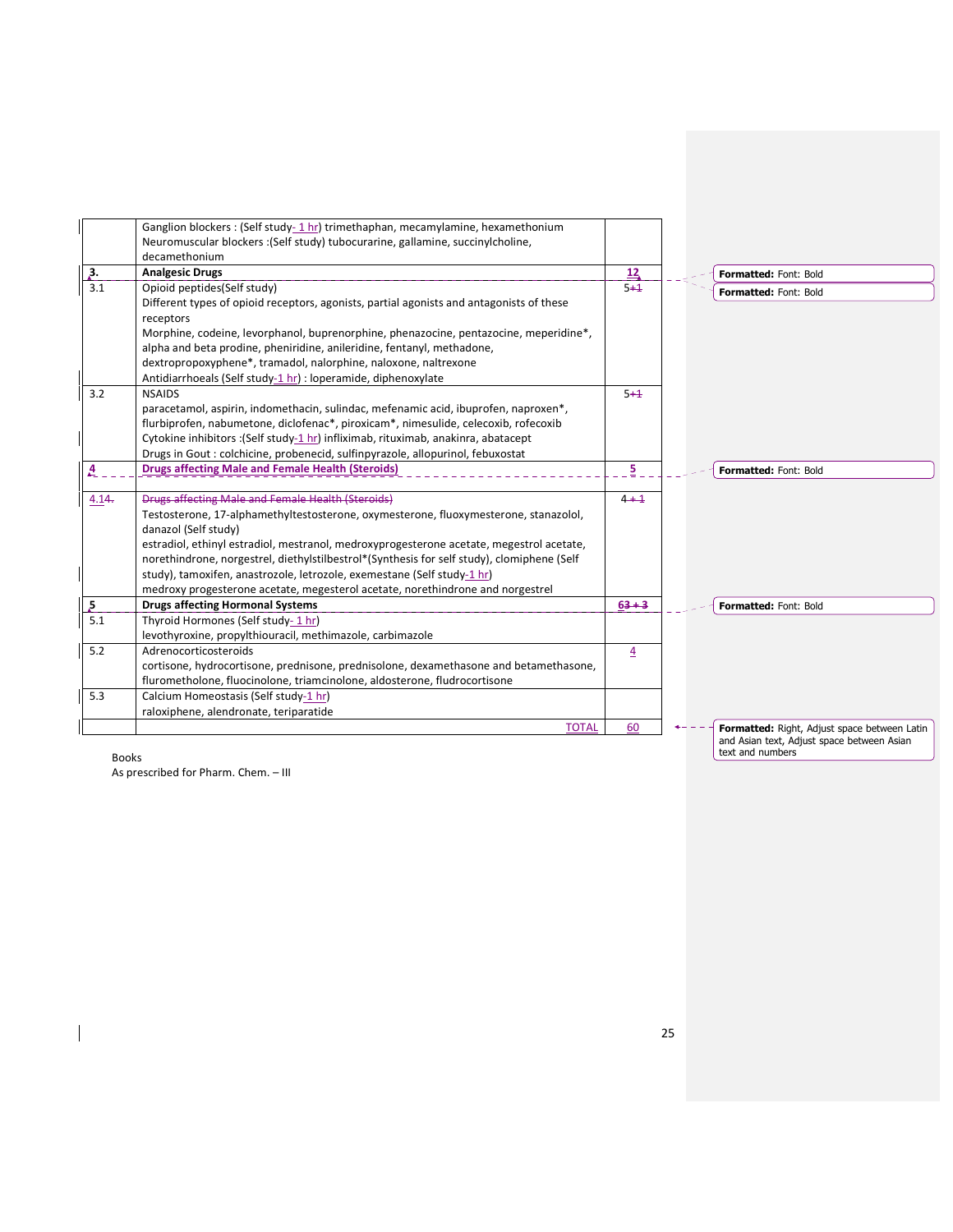|  | Ganglion blockers : (Self study- 1 hr) trimethaphan, mecamylamine, hexamethonium<br>Neuromuscular blockers :(Self study) tubocurarine, gallamine, succinylcholine, decamethonium |  |
|---|---|---|
| **3.** | **Analgesic Drugs** | **12** |
| 3.1 | Opioid peptides(Self study)<br>Different types of opioid receptors, agonists, partial agonists and antagonists of these receptors<br>Morphine, codeine, levorphanol, buprenorphine, phenazocine, pentazocine, meperidine*, alpha and beta prodine, pheniridine, anileridine, fentanyl, methadone, dextropropoxyphene*, tramadol, nalorphine, naloxone, naltrexone<br>Antidiarrhoeals (Self study-1 hr) : loperamide, diphenoxylate | 5+1 |
| 3.2 | NSAIDS<br>paracetamol, aspirin, indomethacin, sulindac, mefenamic acid, ibuprofen, naproxen*, flurbiprofen, nabumetone, diclofenac*, piroxicam*, nimesulide, celecoxib, rofecoxib<br>Cytokine inhibitors :(Self study-1 hr) infliximab, rituximab, anakinra, abatacept<br>Drugs in Gout : colchicine, probenecid, sulfinpyrazole, allopurinol, febuxostat | 5+1 |
| **4** | **Drugs affecting Male and Female Health (Steroids)** | **5** |
| 4.14. | Drugs affecting Male and Female Health (Steroids)<br>Testosterone, 17-alphamethyltestosterone, oxymesterone, fluoxymesterone, stanazolol, danazol (Self study)<br>estradiol, ethinyl estradiol, mestranol, medroxyprogesterone acetate, megestrol acetate, norethindrone, norgestrel, diethylstilbestrol*(Synthesis for self study), clomiphene (Self study), tamoxifen, anastrozole, letrozole, exemestane (Self study-1 hr)<br>medroxy progesterone acetate, megesterol acetate, norethindrone and norgestrel | 4 + 1 |
| **5** | **Drugs affecting Hormonal Systems** | **63 + 3** |
| 5.1 | Thyroid Hormones (Self study- 1 hr)<br>levothyroxine, propylthiouracil, methimazole, carbimazole |  |
| 5.2 | Adrenocorticosteroids<br>cortisone, hydrocortisone, prednisone, prednisolone, dexamethasone and betamethasone, flurometholone, fluocinolone, triamcinolone, aldosterone, fludrocortisone | 4 |
| 5.3 | Calcium Homeostasis (Self study-1 hr)<br>raloxiphene, alendronate, teriparatide |  |
|  | TOTAL | 60 |

Books
As prescribed for Pharm. Chem. – III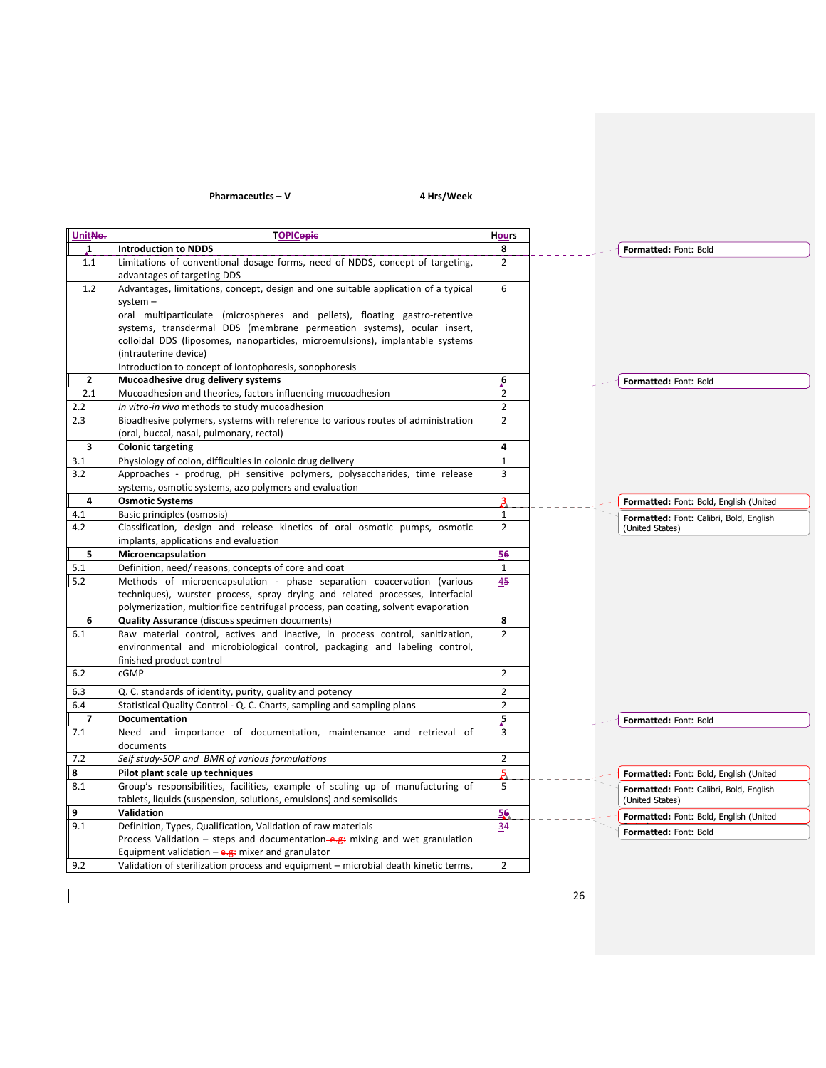**Pharmaceutics – V** **4 Hrs/Week**

| Unit | TOPIC | Hours |
|---|---|---|
| **1** | **Introduction to NDDS** | **8** |
| 1.1 | Limitations of conventional dosage forms, need of NDDS, concept of targeting, advantages of targeting DDS | 2 |
| 1.2 | Advantages, limitations, concept, design and one suitable application of a typical system – oral multiparticulate (microspheres and pellets), floating gastro-retentive systems, transdermal DDS (membrane permeation systems), ocular insert, colloidal DDS (liposomes, nanoparticles, microemulsions), implantable systems (intrauterine device) Introduction to concept of iontophoresis, sonophoresis | 6 |
| **2** | **Mucoadhesive drug delivery systems** | **6** |
| 2.1 | Mucoadhesion and theories, factors influencing mucoadhesion | 2 |
| 2.2 | *In vitro-in vivo* methods to study mucoadhesion | 2 |
| 2.3 | Bioadhesive polymers, systems with reference to various routes of administration (oral, buccal, nasal, pulmonary, rectal) | 2 |
| **3** | **Colonic targeting** | **4** |
| 3.1 | Physiology of colon, difficulties in colonic drug delivery | 1 |
| 3.2 | Approaches - prodrug, pH sensitive polymers, polysaccharides, time release systems, osmotic systems, azo polymers and evaluation | 3 |
| **4** | **Osmotic Systems** | **3** |
| 4.1 | Basic principles (osmosis) | 1 |
| 4.2 | Classification, design and release kinetics of oral osmotic pumps, osmotic implants, applications and evaluation | 2 |
| **5** | **Microencapsulation** | **5** |
| 5.1 | Definition, need/ reasons, concepts of core and coat | 1 |
| 5.2 | Methods of microencapsulation - phase separation coacervation (various techniques), wurster process, spray drying and related processes, interfacial polymerization, multiorifice centrifugal process, pan coating, solvent evaporation | 4 |
| **6** | **Quality Assurance** (discuss specimen documents) | **8** |
| 6.1 | Raw material control, actives and inactive, in process control, sanitization, environmental and microbiological control, packaging and labeling control, finished product control | 2 |
| 6.2 | cGMP | 2 |
| 6.3 | Q. C. standards of identity, purity, quality and potency | 2 |
| 6.4 | Statistical Quality Control - Q. C. Charts, sampling and sampling plans | 2 |
| **7** | **Documentation** | **5** |
| 7.1 | Need and importance of documentation, maintenance and retrieval of documents | 3 |
| 7.2 | *Self study-SOP and BMR of various formulations* | 2 |
| **8** | **Pilot plant scale up techniques** | **5** |
| 8.1 | Group's responsibilities, facilities, example of scaling up of manufacturing of tablets, liquids (suspension, solutions, emulsions) and semisolids | 5 |
| **9** | **Validation** | **5** |
| 9.1 | Definition, Types, Qualification, Validation of raw materials Process Validation – steps and documentation mixing and wet granulation Equipment validation – mixer and granulator | 3 |
| 9.2 | Validation of sterilization process and equipment – microbial death kinetic terms, | 2 |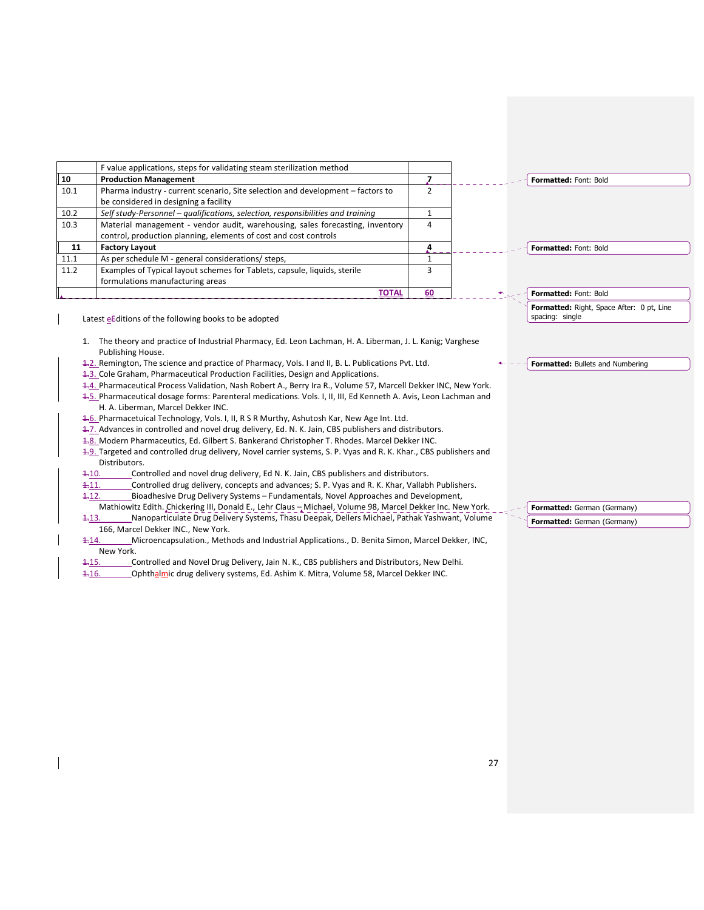| | | |
|---|---|---|
| | F value applications, steps for validating steam sterilization method | |
| **10** | **Production Management** | **7** |
| 10.1 | Pharma industry - current scenario, Site selection and development – factors to be considered in designing a facility | 2 |
| 10.2 | *Self study-Personnel – qualifications, selection, responsibilities and training* | 1 |
| 10.3 | Material management - vendor audit, warehousing, sales forecasting, inventory control, production planning, elements of cost and cost controls | 4 |
| **11** | **Factory Layout** | **4** |
| 11.1 | As per schedule M - general considerations/ steps, | 1 |
| 11.2 | Examples of Typical layout schemes for Tablets, capsule, liquids, sterile formulations manufacturing areas | 3 |
| | **TOTAL** | **60** |

Latest editions of the following books to be adopted

1. The theory and practice of Industrial Pharmacy, Ed. Leon Lachman, H. A. Liberman, J. L. Kanig; Varghese Publishing House.
2. Remington, The science and practice of Pharmacy, Vols. I and II, B. L. Publications Pvt. Ltd.
3. Cole Graham, Pharmaceutical Production Facilities, Design and Applications.
4. Pharmaceutical Process Validation, Nash Robert A., Berry Ira R., Volume 57, Marcell Dekker INC, New York.
5. Pharmaceutical dosage forms: Parenteral medications. Vols. I, II, III, Ed Kenneth A. Avis, Leon Lachman and H. A. Liberman, Marcel Dekker INC.
6. Pharmacetuical Technology, Vols. I, II, R S R Murthy, Ashutosh Kar, New Age Int. Ltd.
7. Advances in controlled and novel drug delivery, Ed. N. K. Jain, CBS publishers and distributors.
8. Modern Pharmaceutics, Ed. Gilbert S. Bankerand Christopher T. Rhodes. Marcel Dekker INC.
9. Targeted and controlled drug delivery, Novel carrier systems, S. P. Vyas and R. K. Khar., CBS publishers and Distributors.
10. Controlled and novel drug delivery, Ed N. K. Jain, CBS publishers and distributors.
11. Controlled drug delivery, concepts and advances; S. P. Vyas and R. K. Khar, Vallabh Publishers.
12. Bioadhesive Drug Delivery Systems – Fundamentals, Novel Approaches and Development, Mathiowitz Edith. Chickering III, Donald E., Lehr Claus – Michael, Volume 98, Marcel Dekker Inc. New York.
13. Nanoparticulate Drug Delivery Systems, Thasu Deepak, Dellers Michael, Pathak Yashwant, Volume 166, Marcel Dekker INC., New York.
14. Microencapsulation., Methods and Industrial Applications., D. Benita Simon, Marcel Dekker, INC, New York.
15. Controlled and Novel Drug Delivery, Jain N. K., CBS publishers and Distributors, New Delhi.
16. Ophthalmic drug delivery systems, Ed. Ashim K. Mitra, Volume 58, Marcel Dekker INC.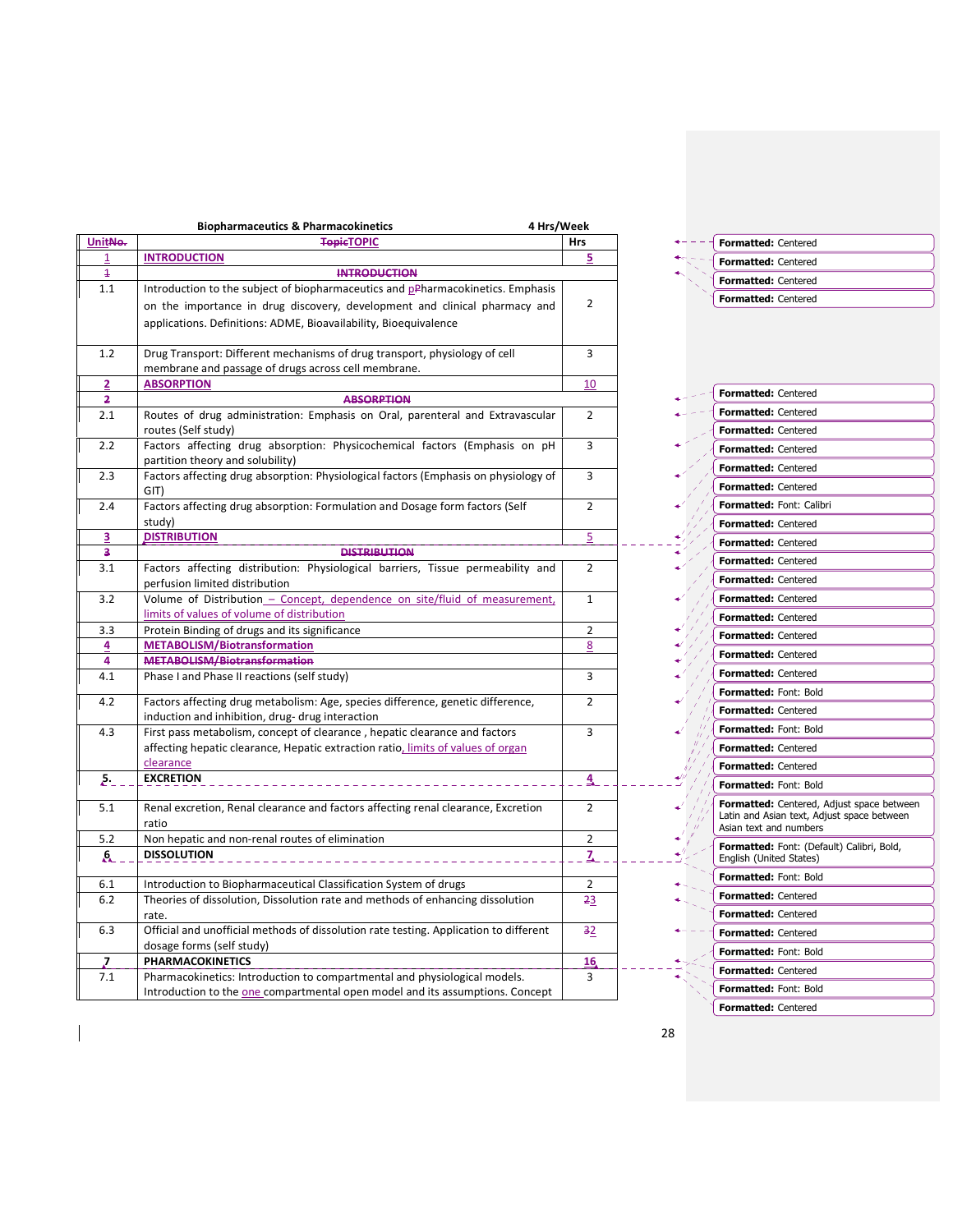**Biopharmaceutics & Pharmacokinetics** **4 Hrs/Week**

| UnitNo. | TopicTOPIC | Hrs |
|---|---|---|
| 1 | **INTRODUCTION** | 5 |
| 1 | **INTRODUCTION** | |
| 1.1 | Introduction to the subject of biopharmaceutics and pPharmacokinetics. Emphasis on the importance in drug discovery, development and clinical pharmacy and applications. Definitions: ADME, Bioavailability, Bioequivalence | 2 |
| 1.2 | Drug Transport: Different mechanisms of drug transport, physiology of cell membrane and passage of drugs across cell membrane. | 3 |
| 2 | **ABSORPTION** | 10 |
| 2 | **ABSORPTION** | |
| 2.1 | Routes of drug administration: Emphasis on Oral, parenteral and Extravascular routes (Self study) | 2 |
| 2.2 | Factors affecting drug absorption: Physicochemical factors (Emphasis on pH partition theory and solubility) | 3 |
| 2.3 | Factors affecting drug absorption: Physiological factors (Emphasis on physiology of GIT) | 3 |
| 2.4 | Factors affecting drug absorption: Formulation and Dosage form factors (Self study) | 2 |
| 3 | **DISTRIBUTION** | 5 |
| 3 | **DISTRIBUTION** | |
| 3.1 | Factors affecting distribution: Physiological barriers, Tissue permeability and perfusion limited distribution | 2 |
| 3.2 | Volume of Distribution – Concept, dependence on site/fluid of measurement, limits of values of volume of distribution | 1 |
| 3.3 | Protein Binding of drugs and its significance | 2 |
| 4 | **METABOLISM/Biotransformation** | 8 |
| 4 | **METABOLISM/Biotransformation** | |
| 4.1 | Phase I and Phase II reactions (self study) | 3 |
| 4.2 | Factors affecting drug metabolism: Age, species difference, genetic difference, induction and inhibition, drug- drug interaction | 2 |
| 4.3 | First pass metabolism, concept of clearance , hepatic clearance and factors affecting hepatic clearance, Hepatic extraction ratio, limits of values of organ clearance | 3 |
| 5. | **EXCRETION** | 4 |
| 5.1 | Renal excretion, Renal clearance and factors affecting renal clearance, Excretion ratio | 2 |
| 5.2 | Non hepatic and non-renal routes of elimination | 2 |
| 6 | **DISSOLUTION** | 7 |
| 6.1 | Introduction to Biopharmaceutical Classification System of drugs | 2 |
| 6.2 | Theories of dissolution, Dissolution rate and methods of enhancing dissolution rate. | 23 |
| 6.3 | Official and unofficial methods of dissolution rate testing. Application to different dosage forms (self study) | 32 |
| 7 | **PHARMACOKINETICS** | 16 |
| 7.1 | Pharmacokinetics: Introduction to compartmental and physiological models. Introduction to the one compartmental open model and its assumptions. Concept | 3 |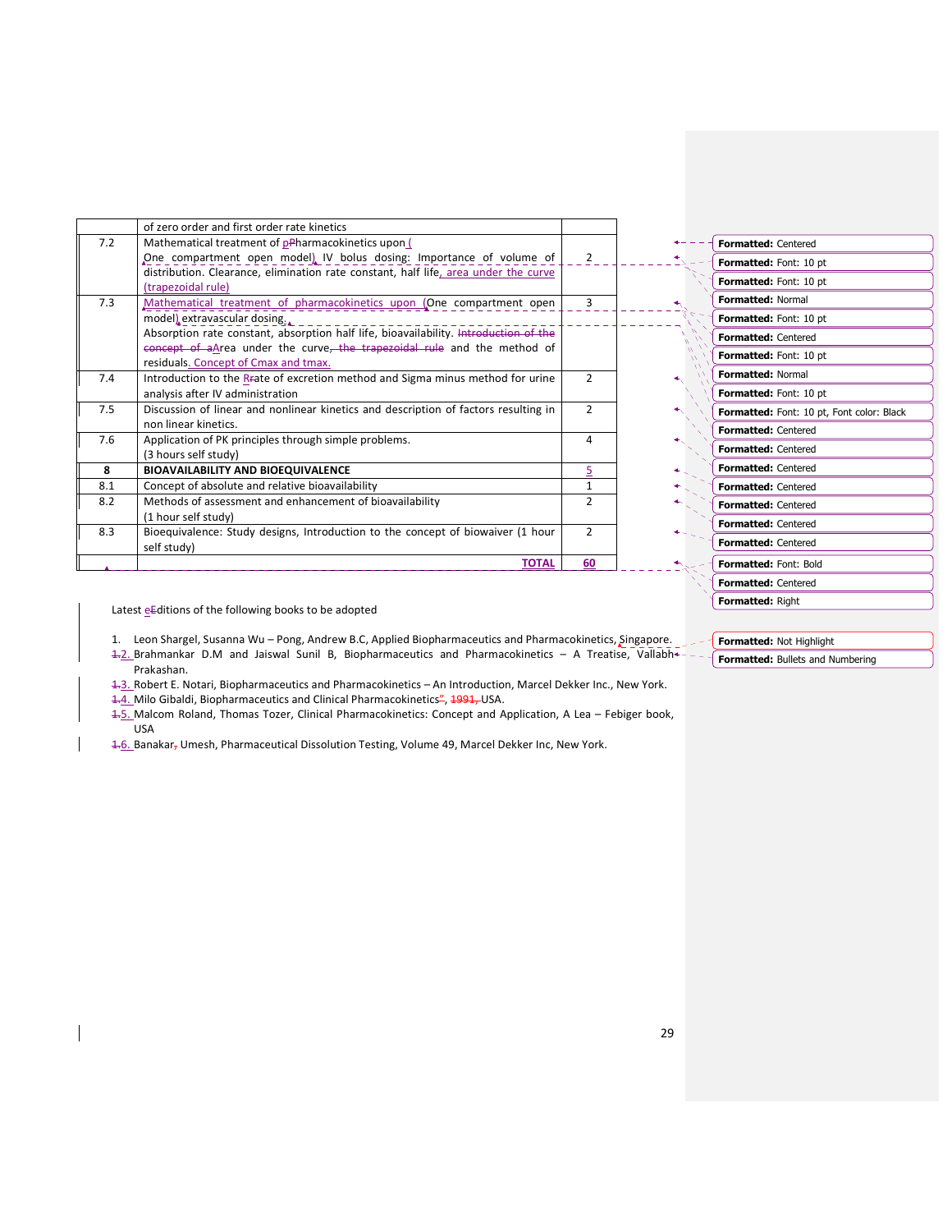| | | |
|---|---|---|
| | of zero order and first order rate kinetics | |
| 7.2 | Mathematical treatment of pharmacokinetics upon (One compartment open model) IV bolus dosing: Importance of volume of distribution. Clearance, elimination rate constant, half life, area under the curve (trapezoidal rule) | 2 |
| 7.3 | Mathematical treatment of pharmacokinetics upon (One compartment open model) extravascular dosing. Absorption rate constant, absorption half life, bioavailability. Area under the curve and the method of residuals. Concept of $C_{max}$ and $t_{max}$. | 3 |
| 7.4 | Introduction to the Rate of excretion method and Sigma minus method for urine analysis after IV administration | 2 |
| 7.5 | Discussion of linear and nonlinear kinetics and description of factors resulting in non linear kinetics. | 2 |
| 7.6 | Application of PK principles through simple problems. (3 hours self study) | 4 |
| **8** | **BIOAVAILABILITY AND BIOEQUIVALENCE** | 5 |
| 8.1 | Concept of absolute and relative bioavailability | 1 |
| 8.2 | Methods of assessment and enhancement of bioavailability (1 hour self study) | 2 |
| 8.3 | Bioequivalence: Study designs, Introduction to the concept of biowaiver (1 hour self study) | 2 |
| | **TOTAL** | **60** |

Latest Editions of the following books to be adopted

1. Leon Shargel, Susanna Wu – Pong, Andrew B.C, Applied Biopharmaceutics and Pharmacokinetics, Singapore.
2. Brahmankar D.M and Jaiswal Sunil B, Biopharmaceutics and Pharmacokinetics – A Treatise, Vallabh Prakashan.
3. Robert E. Notari, Biopharmaceutics and Pharmacokinetics – An Introduction, Marcel Dekker Inc., New York.
4. Milo Gibaldi, Biopharmaceutics and Clinical Pharmacokinetics, USA.
5. Malcom Roland, Thomas Tozer, Clinical Pharmacokinetics: Concept and Application, A Lea – Febiger book, USA
6. Banakar Umesh, Pharmaceutical Dissolution Testing, Volume 49, Marcel Dekker Inc, New York.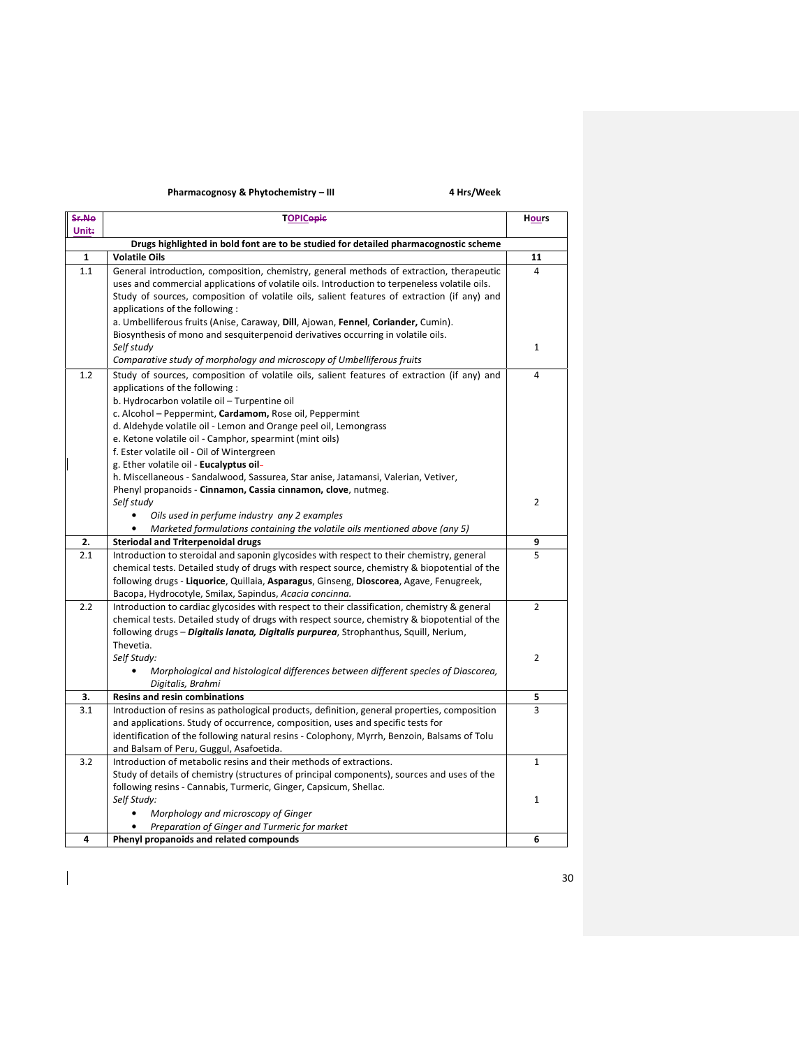**Pharmacognosy & Phytochemistry – III** **4 Hrs/Week**

| Unit | TOPIC | Hours |
|---|---|---|
| | **Drugs highlighted in bold font are to be studied for detailed pharmacognostic scheme** | |
| **1** | **Volatile Oils** | **11** |
| 1.1 | General introduction, composition, chemistry, general methods of extraction, therapeutic uses and commercial applications of volatile oils. Introduction to terpeneless volatile oils. Study of sources, composition of volatile oils, salient features of extraction (if any) and applications of the following :<br>a. Umbelliferous fruits (Anise, Caraway, **Dill**, Ajowan, **Fennel**, **Coriander,** Cumin).<br>Biosynthesis of mono and sesquiterpenoid derivatives occurring in volatile oils.<br>*Self study*<br>*Comparative study of morphology and microscopy of Umbelliferous fruits* | 4<br><br><br><br><br><br>1 |
| 1.2 | Study of sources, composition of volatile oils, salient features of extraction (if any) and applications of the following :<br>b. Hydrocarbon volatile oil – Turpentine oil<br>c. Alcohol – Peppermint, **Cardamom,** Rose oil, Peppermint<br>d. Aldehyde volatile oil - Lemon and Orange peel oil, Lemongrass<br>e. Ketone volatile oil - Camphor, spearmint (mint oils)<br>f. Ester volatile oil - Oil of Wintergreen<br>g. Ether volatile oil - **Eucalyptus oil**<br>h. Miscellaneous - Sandalwood, Sassurea, Star anise, Jatamansi, Valerian, Vetiver,<br>Phenyl propanoids - **Cinnamon, Cassia cinnamon, clove**, nutmeg.<br>*Self study*<br>• *Oils used in perfume industry any 2 examples*<br>• *Marketed formulations containing the volatile oils mentioned above (any 5)* | 4<br><br><br><br><br><br><br><br><br>2 |
| **2.** | **Steriodal and Triterpenoidal drugs** | **9** |
| 2.1 | Introduction to steroidal and saponin glycosides with respect to their chemistry, general chemical tests. Detailed study of drugs with respect source, chemistry & biopotential of the following drugs - **Liquorice**, Quillaia, **Asparagus**, Ginseng, **Dioscorea**, Agave, Fenugreek, Bacopa, Hydrocotyle, Smilax, Sapindus, *Acacia concinna.* | 5 |
| 2.2 | Introduction to cardiac glycosides with respect to their classification, chemistry & general chemical tests. Detailed study of drugs with respect source, chemistry & biopotential of the following drugs – ***Digitalis lanata, Digitalis purpurea***, Strophanthus, Squill, Nerium, Thevetia.<br>*Self Study:*<br>• *Morphological and histological differences between different species of Diascorea, Digitalis, Brahmi* | 2<br><br><br><br>2 |
| **3.** | **Resins and resin combinations** | **5** |
| 3.1 | Introduction of resins as pathological products, definition, general properties, composition and applications. Study of occurrence, composition, uses and specific tests for identification of the following natural resins - Colophony, Myrrh, Benzoin, Balsams of Tolu and Balsam of Peru, Guggul, Asafoetida. | 3 |
| 3.2 | Introduction of metabolic resins and their methods of extractions.<br>Study of details of chemistry (structures of principal components), sources and uses of the following resins - Cannabis, Turmeric, Ginger, Capsicum, Shellac.<br>*Self Study:*<br>• *Morphology and microscopy of Ginger*<br>• *Preparation of Ginger and Turmeric for market* | 1<br><br><br>1 |
| **4** | **Phenyl propanoids and related compounds** | **6** |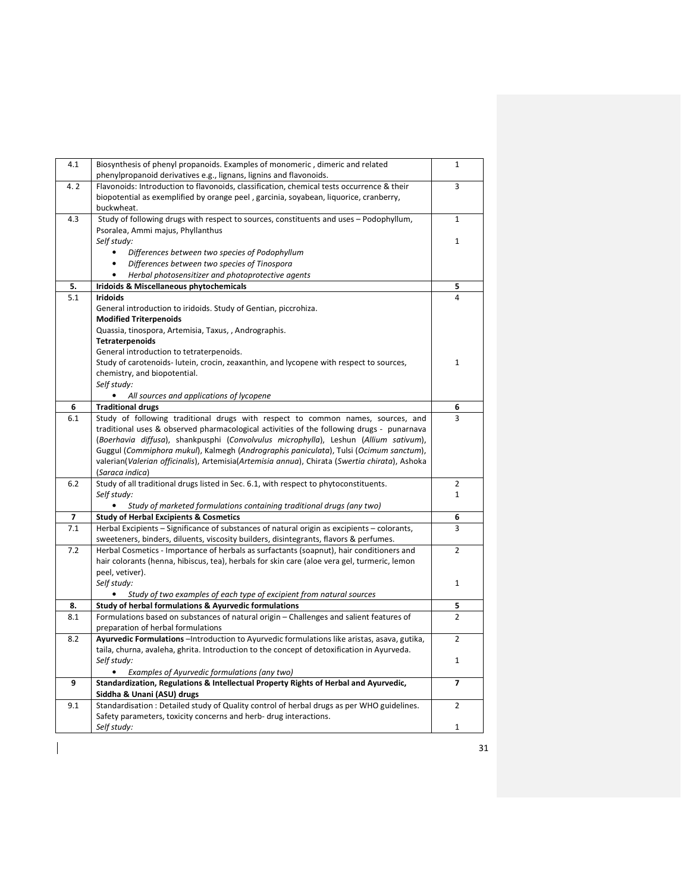| | | |
|---|---|---|
| 4.1 | Biosynthesis of phenyl propanoids. Examples of monomeric , dimeric and related phenylpropanoid derivatives e.g., lignans, lignins and flavonoids. | 1 |
| 4. 2 | Flavonoids: Introduction to flavonoids, classification, chemical tests occurrence & their biopotential as exemplified by orange peel , garcinia, soyabean, liquorice, cranberry, buckwheat. | 3 |
| 4.3 | Study of following drugs with respect to sources, constituents and uses – Podophyllum, Psoralea, Ammi majus, Phyllanthus<br>*Self study:*<br>• *Differences between two species of Podophyllum*<br>• *Differences between two species of Tinospora*<br>• *Herbal photosensitizer and photoprotective agents* | 1<br><br>1 |
| **5.** | **Iridoids & Miscellaneous phytochemicals** | **5** |
| 5.1 | **Iridoids**<br>General introduction to iridoids. Study of Gentian, piccrohiza.<br>**Modified Triterpenoids**<br>Quassia, tinospora, Artemisia, Taxus, , Andrographis.<br>**Tetraterpenoids**<br>General introduction to tetraterpenoids.<br>Study of carotenoids- lutein, crocin, zeaxanthin, and lycopene with respect to sources, chemistry, and biopotential.<br>*Self study:*<br>• *All sources and applications of lycopene* | 4<br><br><br><br><br><br>1 |
| **6** | **Traditional drugs** | **6** |
| 6.1 | Study of following traditional drugs with respect to common names, sources, and traditional uses & observed pharmacological activities of the following drugs - punarnava (*Boerhavia diffusa*), shankpusphi (*Convolvulus microphylla*), Leshun (*Allium sativum*), Guggul (*Commiphora mukul*), Kalmegh (*Andrographis paniculata*), Tulsi (*Ocimum sanctum*), valerian(*Valerian officinalis*), Artemisia(*Artemisia annua*), Chirata (*Swertia chirata*), Ashoka (*Saraca indica*) | 3 |
| 6.2 | Study of all traditional drugs listed in Sec. 6.1, with respect to phytoconstituents.<br>*Self study:*<br>• *Study of marketed formulations containing traditional drugs (any two)* | 2<br>1 |
| **7** | **Study of Herbal Excipients & Cosmetics** | **6** |
| 7.1 | Herbal Excipients – Significance of substances of natural origin as excipients – colorants, sweeteners, binders, diluents, viscosity builders, disintegrants, flavors & perfumes. | 3 |
| 7.2 | Herbal Cosmetics - Importance of herbals as surfactants (soapnut), hair conditioners and hair colorants (henna, hibiscus, tea), herbals for skin care (aloe vera gel, turmeric, lemon peel, vetiver).<br>*Self study:*<br>• *Study of two examples of each type of excipient from natural sources* | 2<br><br><br>1 |
| **8.** | **Study of herbal formulations & Ayurvedic formulations** | **5** |
| 8.1 | Formulations based on substances of natural origin – Challenges and salient features of preparation of herbal formulations | 2 |
| 8.2 | **Ayurvedic Formulations** –Introduction to Ayurvedic formulations like aristas, asava, gutika, taila, churna, avaleha, ghrita. Introduction to the concept of detoxification in Ayurveda.<br>*Self study:*<br>• *Examples of Ayurvedic formulations (any two)* | 2<br><br>1 |
| **9** | **Standardization, Regulations & Intellectual Property Rights of Herbal and Ayurvedic, Siddha & Unani (ASU) drugs** | **7** |
| 9.1 | Standardisation : Detailed study of Quality control of herbal drugs as per WHO guidelines. Safety parameters, toxicity concerns and herb- drug interactions.<br>*Self study:* | 2<br><br>1 |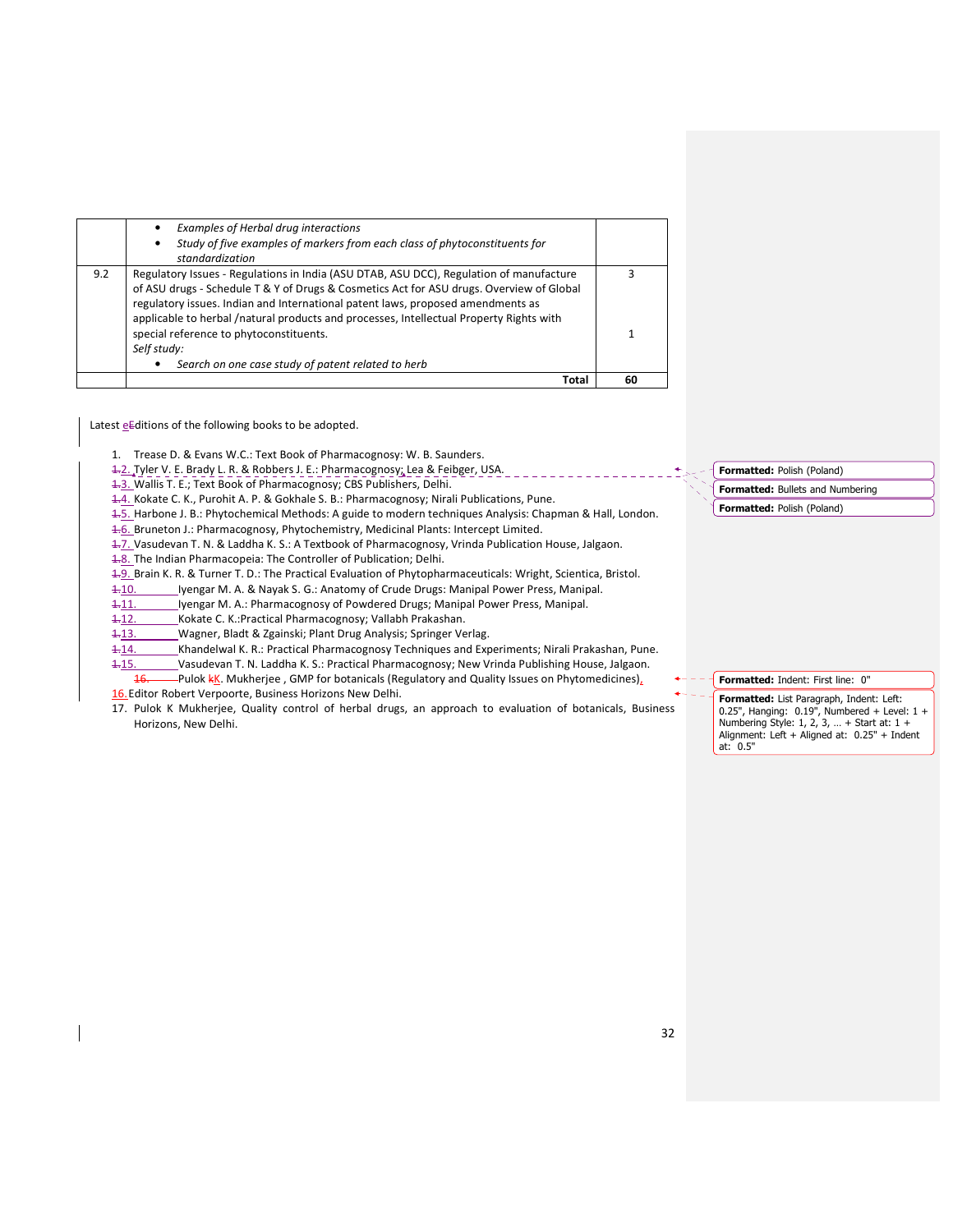| | • *Examples of Herbal drug interactions*<br>• *Study of five examples of markers from each class of phytoconstituents for standardization* | |
|---|---|---|
| 9.2 | Regulatory Issues - Regulations in India (ASU DTAB, ASU DCC), Regulation of manufacture of ASU drugs - Schedule T & Y of Drugs & Cosmetics Act for ASU drugs. Overview of Global regulatory issues. Indian and International patent laws, proposed amendments as applicable to herbal /natural products and processes, Intellectual Property Rights with special reference to phytoconstituents.<br>*Self study:*<br>• *Search on one case study of patent related to herb* | 3<br><br><br><br>1 |
| | **Total** | **60** |

Latest editions of the following books to be adopted.

1. Trease D. & Evans W.C.: Text Book of Pharmacognosy: W. B. Saunders.
2. Tyler V. E. Brady L. R. & Robbers J. E.: Pharmacognosy; Lea & Feibger, USA.
3. Wallis T. E.; Text Book of Pharmacognosy; CBS Publishers, Delhi.
4. Kokate C. K., Purohit A. P. & Gokhale S. B.: Pharmacognosy; Nirali Publications, Pune.
5. Harbone J. B.: Phytochemical Methods: A guide to modern techniques Analysis: Chapman & Hall, London.
6. Bruneton J.: Pharmacognosy, Phytochemistry, Medicinal Plants: Intercept Limited.
7. Vasudevan T. N. & Laddha K. S.: A Textbook of Pharmacognosy, Vrinda Publication House, Jalgaon.
8. The Indian Pharmacopeia: The Controller of Publication; Delhi.
9. Brain K. R. & Turner T. D.: The Practical Evaluation of Phytopharmaceuticals: Wright, Scientica, Bristol.
10. Iyengar M. A. & Nayak S. G.: Anatomy of Crude Drugs: Manipal Power Press, Manipal.
11. Iyengar M. A.: Pharmacognosy of Powdered Drugs; Manipal Power Press, Manipal.
12. Kokate C. K.:Practical Pharmacognosy; Vallabh Prakashan.
13. Wagner, Bladt & Zgainski; Plant Drug Analysis; Springer Verlag.
14. Khandelwal K. R.: Practical Pharmacognosy Techniques and Experiments; Nirali Prakashan, Pune.
15. Vasudevan T. N. Laddha K. S.: Practical Pharmacognosy; New Vrinda Publishing House, Jalgaon.
16. Pulok K. Mukherjee , GMP for botanicals (Regulatory and Quality Issues on Phytomedicines), Editor Robert Verpoorte, Business Horizons New Delhi.
17. Pulok K Mukherjee, Quality control of herbal drugs, an approach to evaluation of botanicals, Business Horizons, New Delhi.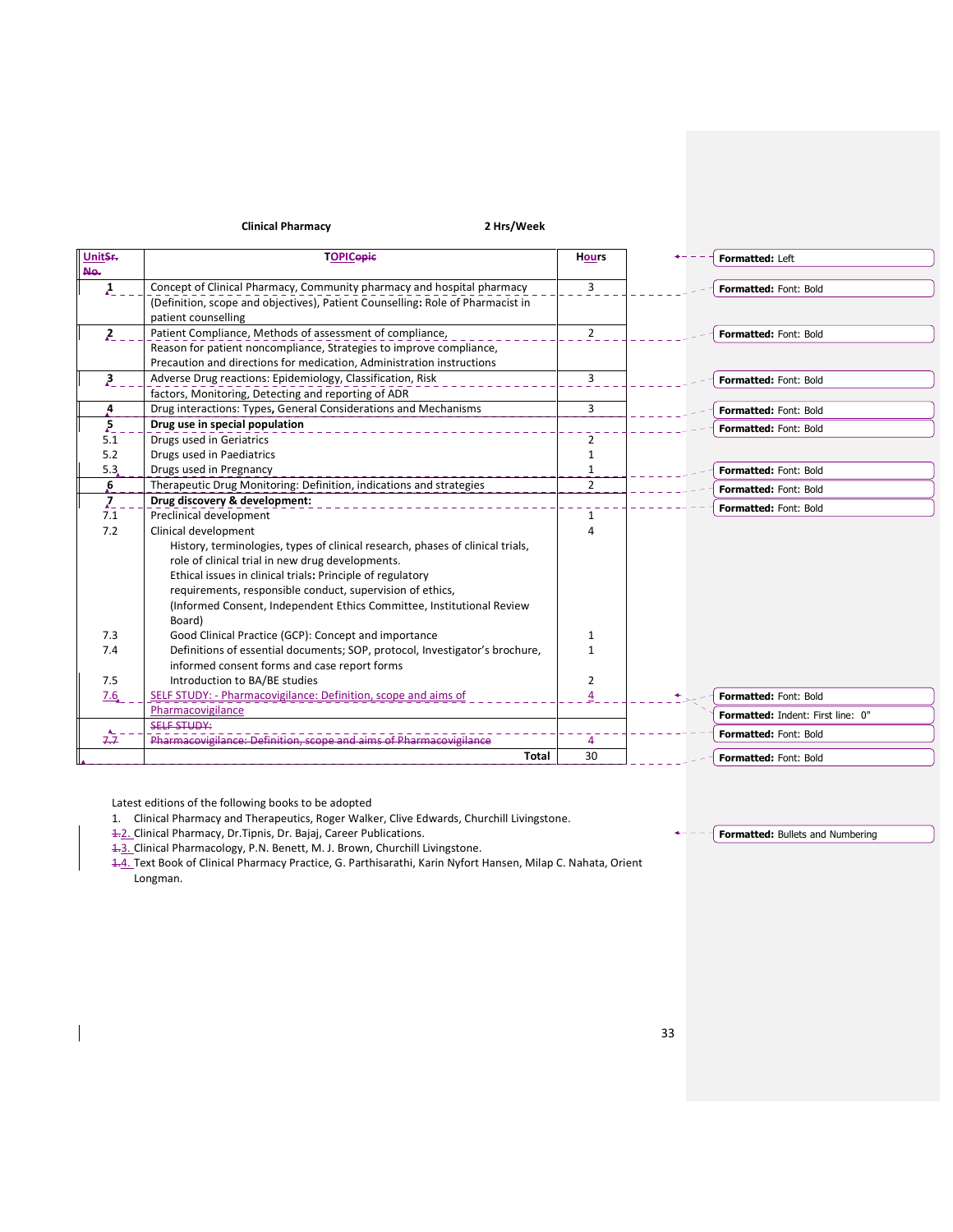**Clinical Pharmacy** **2 Hrs/Week**

| Unit No. | TOPIC | Hours |
|---|---|---|
| **1** | Concept of Clinical Pharmacy, Community pharmacy and hospital pharmacy (Definition, scope and objectives), Patient Counselling**:** Role of Pharmacist in patient counselling | 3 |
| **2** | Patient Compliance, Methods of assessment of compliance, Reason for patient noncompliance, Strategies to improve compliance, Precaution and directions for medication, Administration instructions | 2 |
| **3** | Adverse Drug reactions: Epidemiology, Classification, Risk factors, Monitoring, Detecting and reporting of ADR | 3 |
| **4** | Drug interactions: Types**,** General Considerations and Mechanisms | 3 |
| **5** | **Drug use in special population** | |
| 5.1 | Drugs used in Geriatrics | 2 |
| 5.2 | Drugs used in Paediatrics | 1 |
| 5.3 | Drugs used in Pregnancy | 1 |
| **6** | Therapeutic Drug Monitoring: Definition, indications and strategies | 2 |
| **7** | **Drug discovery & development:** | |
| 7.1 | Preclinical development | 1 |
| 7.2 | Clinical development<br>History, terminologies, types of clinical research, phases of clinical trials, role of clinical trial in new drug developments.<br>Ethical issues in clinical trials**:** Principle of regulatory requirements, responsible conduct, supervision of ethics, (Informed Consent, Independent Ethics Committee, Institutional Review Board) | 4 |
| 7.3 | Good Clinical Practice (GCP): Concept and importance | 1 |
| 7.4 | Definitions of essential documents; SOP, protocol, Investigator's brochure, informed consent forms and case report forms | 1 |
| 7.5 | Introduction to BA/BE studies | 2 |
| 7.6 | SELF STUDY: - Pharmacovigilance: Definition, scope and aims of Pharmacovigilance | 4 |
| | **Total** | 30 |

Latest editions of the following books to be adopted

1. Clinical Pharmacy and Therapeutics, Roger Walker, Clive Edwards, Churchill Livingstone.
2. Clinical Pharmacy, Dr.Tipnis, Dr. Bajaj, Career Publications.
3. Clinical Pharmacology, P.N. Benett, M. J. Brown, Churchill Livingstone.
4. Text Book of Clinical Pharmacy Practice, G. Parthisarathi, Karin Nyfort Hansen, Milap C. Nahata, Orient Longman.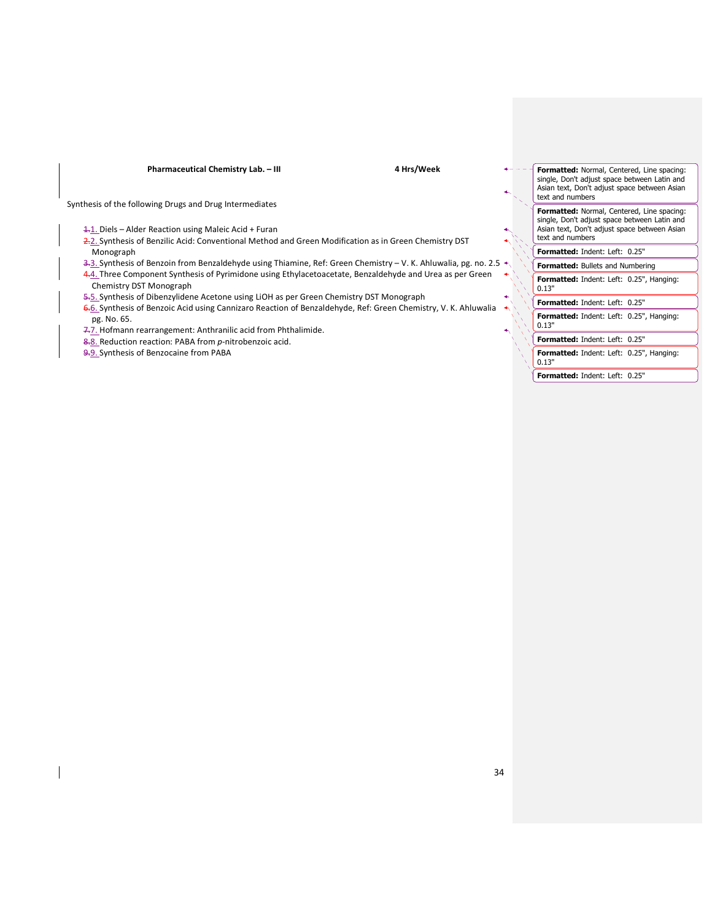**Pharmaceutical Chemistry Lab. – III** **4 Hrs/Week**

Synthesis of the following Drugs and Drug Intermediates

1. Diels – Alder Reaction using Maleic Acid + Furan
2. Synthesis of Benzilic Acid: Conventional Method and Green Modification as in Green Chemistry DST Monograph
3. Synthesis of Benzoin from Benzaldehyde using Thiamine, Ref: Green Chemistry – V. K. Ahluwalia, pg. no. 2.5
4. Three Component Synthesis of Pyrimidone using Ethylacetoacetate, Benzaldehyde and Urea as per Green Chemistry DST Monograph
5. Synthesis of Dibenzylidene Acetone using LiOH as per Green Chemistry DST Monograph
6. Synthesis of Benzoic Acid using Cannizaro Reaction of Benzaldehyde, Ref: Green Chemistry, V. K. Ahluwalia pg. No. 65.
7. Hofmann rearrangement: Anthranilic acid from Phthalimide.
8. Reduction reaction: PABA from *p*-nitrobenzoic acid.
9. Synthesis of Benzocaine from PABA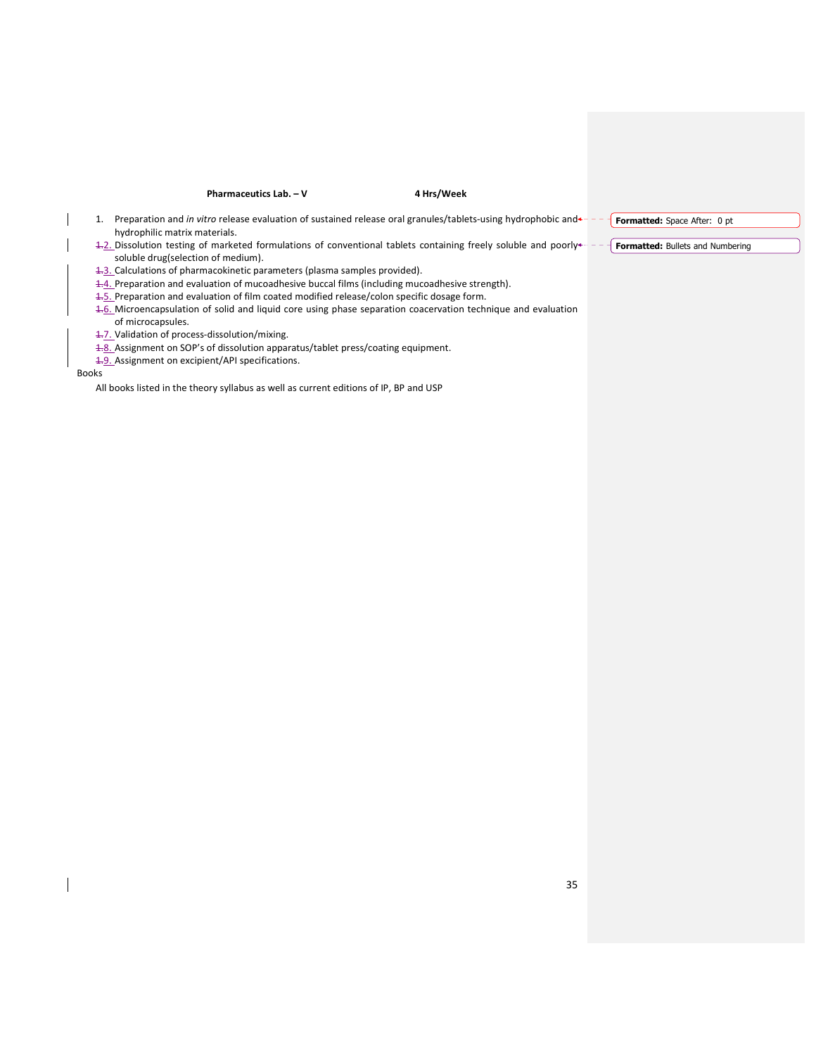**Pharmaceutics Lab. – V** **4 Hrs/Week**

1. Preparation and *in vitro* release evaluation of sustained release oral granules/tablets-using hydrophobic and hydrophilic matrix materials.
2. Dissolution testing of marketed formulations of conventional tablets containing freely soluble and poorly soluble drug(selection of medium).
3. Calculations of pharmacokinetic parameters (plasma samples provided).
4. Preparation and evaluation of mucoadhesive buccal films (including mucoadhesive strength).
5. Preparation and evaluation of film coated modified release/colon specific dosage form.
6. Microencapsulation of solid and liquid core using phase separation coacervation technique and evaluation of microcapsules.
7. Validation of process-dissolution/mixing.
8. Assignment on SOP's of dissolution apparatus/tablet press/coating equipment.
9. Assignment on excipient/API specifications.

Books

All books listed in the theory syllabus as well as current editions of IP, BP and USP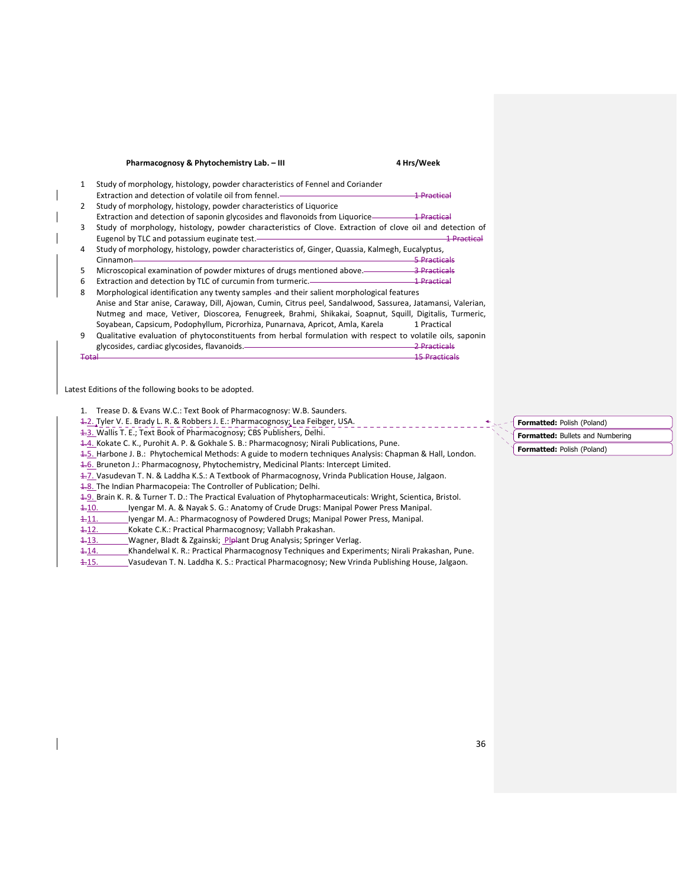**Pharmacognosy & Phytochemistry Lab. – III** **4 Hrs/Week**

1. Study of morphology, histology, powder characteristics of Fennel and Coriander
   Extraction and detection of volatile oil from fennel. 1 Practical
2. Study of morphology, histology, powder characteristics of Liquorice
   Extraction and detection of saponin glycosides and flavonoids from Liquorice 1 Practical
3. Study of morphology, histology, powder characteristics of Clove. Extraction of clove oil and detection of Eugenol by TLC and potassium eugenate test. 1 Practical
4. Study of morphology, histology, powder characteristics of, Ginger, Quassia, Kalmegh, Eucalyptus, Cinnamon 5 Practicals
5. Microscopical examination of powder mixtures of drugs mentioned above. 3 Practicals
6. Extraction and detection by TLC of curcumin from turmeric. 1 Practical
8. Morphological identification any twenty samples and their salient morphological features
   Anise and Star anise, Caraway, Dill, Ajowan, Cumin, Citrus peel, Sandalwood, Sassurea, Jatamansi, Valerian, Nutmeg and mace, Vetiver, Dioscorea, Fenugreek, Brahmi, Shikakai, Soapnut, Squill, Digitalis, Turmeric, Soyabean, Capsicum, Podophyllum, Picrorhiza, Punarnava, Apricot, Amla, Karela 1 Practical
9. Qualitative evaluation of phytoconstituents from herbal formulation with respect to volatile oils, saponin glycosides, cardiac glycosides, flavanoids. 2 Practicals

Total 15 Practicals

Latest Editions of the following books to be adopted.

1. Trease D. & Evans W.C.: Text Book of Pharmacognosy: W.B. Saunders.
2. Tyler V. E. Brady L. R. & Robbers J. E.: Pharmacognosy; Lea Feibger, USA.
3. Wallis T. E.; Text Book of Pharmacognosy; CBS Publishers, Delhi.
4. Kokate C. K., Purohit A. P. & Gokhale S. B.: Pharmacognosy; Nirali Publications, Pune.
5. Harbone J. B.: Phytochemical Methods: A guide to modern techniques Analysis: Chapman & Hall, London.
6. Bruneton J.: Pharmacognosy, Phytochemistry, Medicinal Plants: Intercept Limited.
7. Vasudevan T. N. & Laddha K.S.: A Textbook of Pharmacognosy, Vrinda Publication House, Jalgaon.
8. The Indian Pharmacopeia: The Controller of Publication; Delhi.
9. Brain K. R. & Turner T. D.: The Practical Evaluation of Phytopharmaceuticals: Wright, Scientica, Bristol.
10. Iyengar M. A. & Nayak S. G.: Anatomy of Crude Drugs: Manipal Power Press Manipal.
11. Iyengar M. A.: Pharmacognosy of Powdered Drugs; Manipal Power Press, Manipal.
12. Kokate C.K.: Practical Pharmacognosy; Vallabh Prakashan.
13. Wagner, Bladt & Zgainski; Plant Drug Analysis; Springer Verlag.
14. Khandelwal K. R.: Practical Pharmacognosy Techniques and Experiments; Nirali Prakashan, Pune.
15. Vasudevan T. N. Laddha K. S.: Practical Pharmacognosy; New Vrinda Publishing House, Jalgaon.